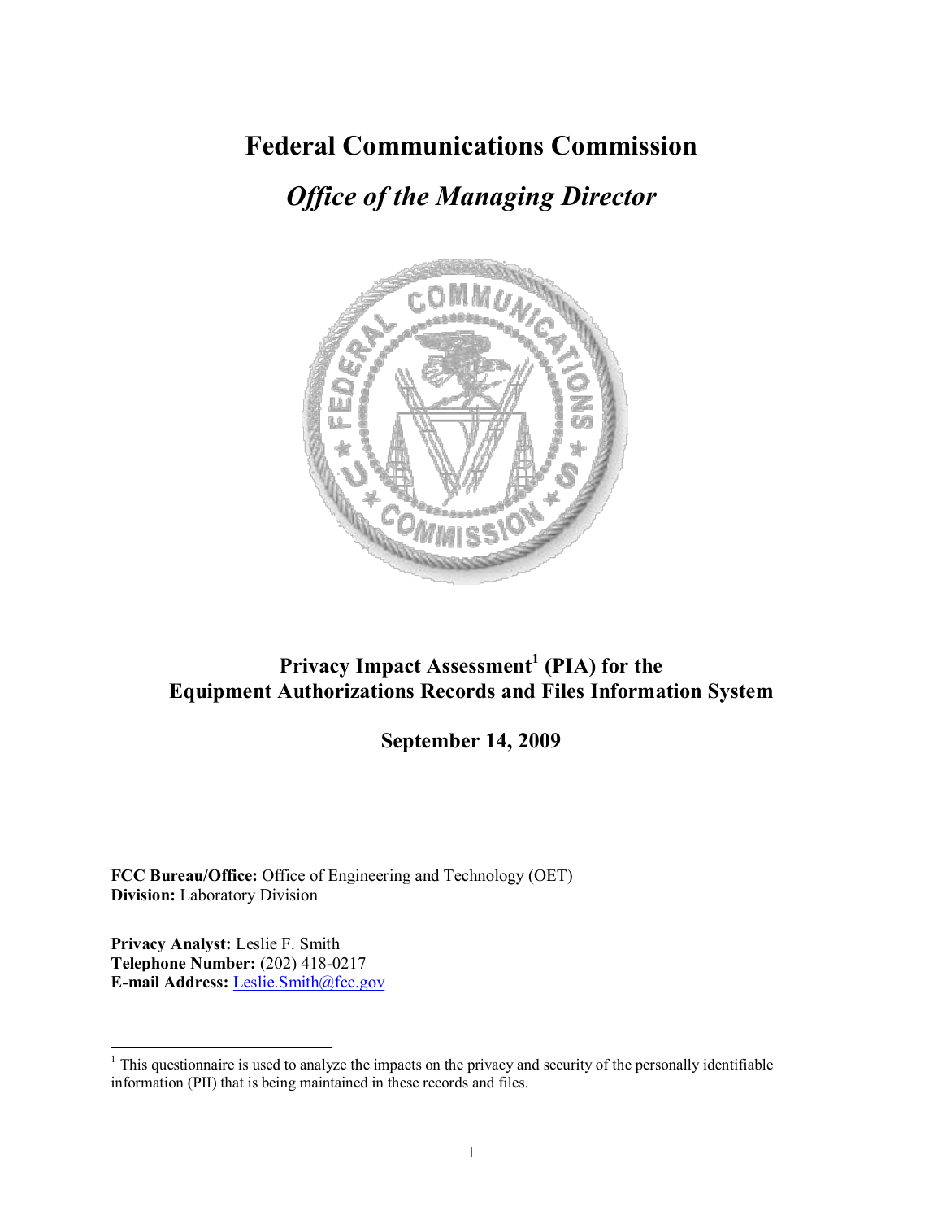# Federal Communications Commission

## *Office of the Managing Director*

**Privacy Impact Assessment[1] (PIA) for the Equipment Authorizations Records and Files Information System**

**September 14, 2009**

**FCC Bureau/Office:** Office of Engineering and Technology (OET)
**Division:** Laboratory Division

**Privacy Analyst:** Leslie F. Smith
**Telephone Number:** (202) 418-0217
**E-mail Address:** Leslie.Smith@fcc.gov

[1] This questionnaire is used to analyze the impacts on the privacy and security of the personally identifiable information (PII) that is being maintained in these records and files.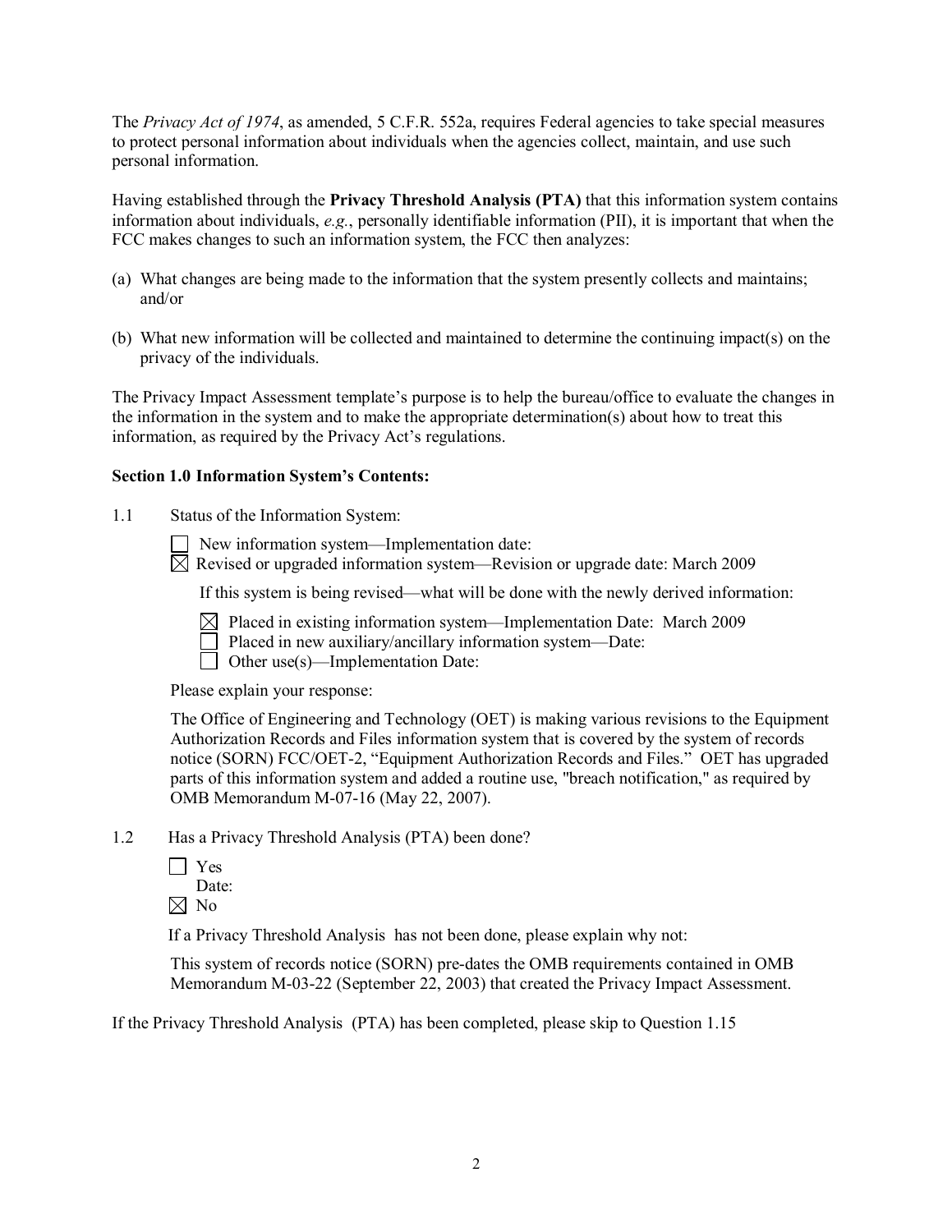The *Privacy Act of 1974*, as amended, 5 C.F.R. 552a, requires Federal agencies to take special measures to protect personal information about individuals when the agencies collect, maintain, and use such personal information.

Having established through the **Privacy Threshold Analysis (PTA)** that this information system contains information about individuals, *e.g.*, personally identifiable information (PII), it is important that when the FCC makes changes to such an information system, the FCC then analyzes:

(a) What changes are being made to the information that the system presently collects and maintains; and/or

(b) What new information will be collected and maintained to determine the continuing impact(s) on the privacy of the individuals.

The Privacy Impact Assessment template's purpose is to help the bureau/office to evaluate the changes in the information in the system and to make the appropriate determination(s) about how to treat this information, as required by the Privacy Act's regulations.

**Section 1.0 Information System's Contents:**

1.1 Status of the Information System:

☐ New information system—Implementation date:

☒ Revised or upgraded information system—Revision or upgrade date: March 2009

If this system is being revised—what will be done with the newly derived information:

☒ Placed in existing information system—Implementation Date: March 2009

☐ Placed in new auxiliary/ancillary information system—Date:

☐ Other use(s)—Implementation Date:

Please explain your response:

The Office of Engineering and Technology (OET) is making various revisions to the Equipment Authorization Records and Files information system that is covered by the system of records notice (SORN) FCC/OET-2, "Equipment Authorization Records and Files." OET has upgraded parts of this information system and added a routine use, "breach notification," as required by OMB Memorandum M-07-16 (May 22, 2007).

1.2 Has a Privacy Threshold Analysis (PTA) been done?

☐ Yes

Date:

☒ No

If a Privacy Threshold Analysis has not been done, please explain why not:

This system of records notice (SORN) pre-dates the OMB requirements contained in OMB Memorandum M-03-22 (September 22, 2003) that created the Privacy Impact Assessment.

If the Privacy Threshold Analysis (PTA) has been completed, please skip to Question 1.15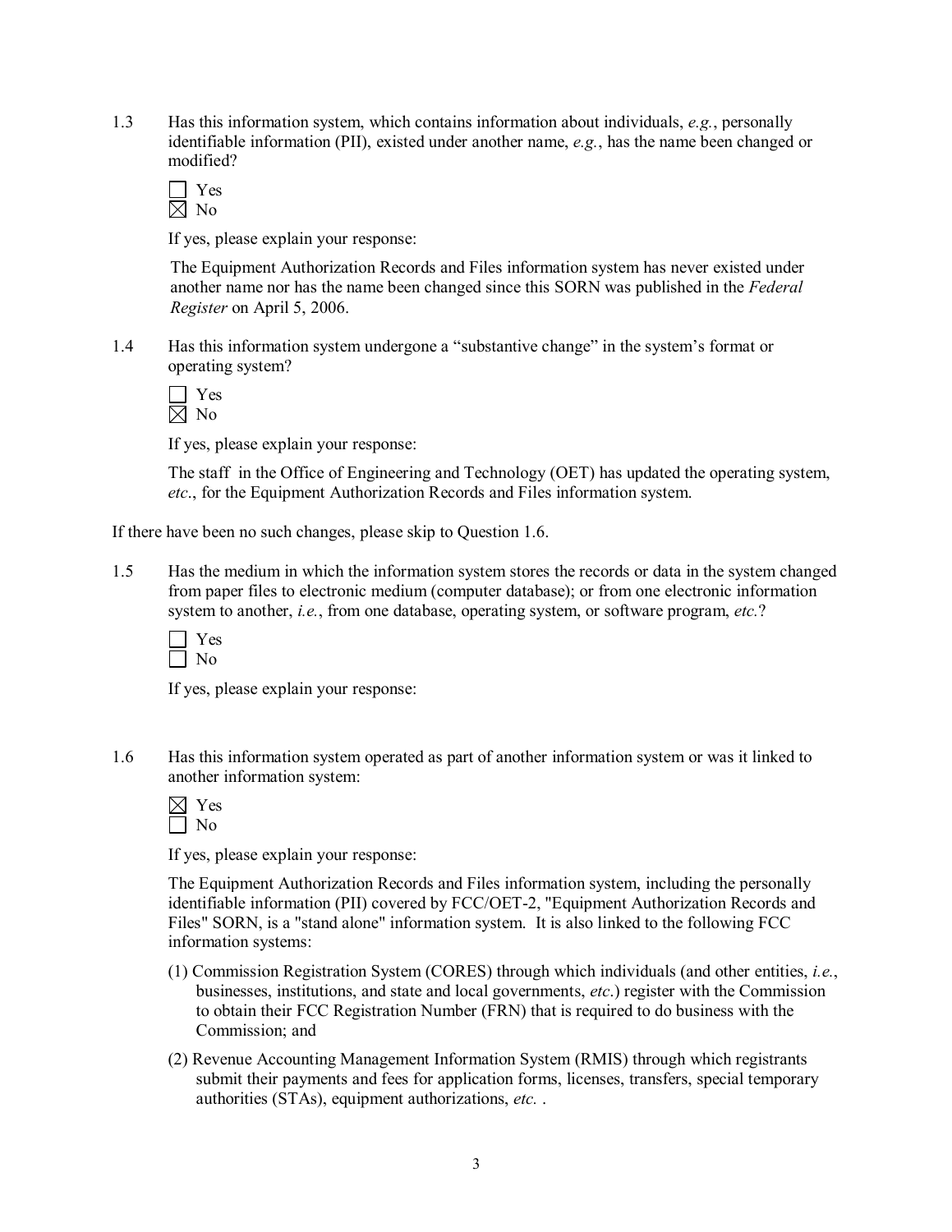1.3 Has this information system, which contains information about individuals, *e.g.*, personally identifiable information (PII), existed under another name, *e.g.*, has the name been changed or modified?

☐ Yes
☒ No

If yes, please explain your response:

The Equipment Authorization Records and Files information system has never existed under another name nor has the name been changed since this SORN was published in the *Federal Register* on April 5, 2006.

1.4 Has this information system undergone a "substantive change" in the system's format or operating system?

☐ Yes
☒ No

If yes, please explain your response:

The staff in the Office of Engineering and Technology (OET) has updated the operating system, *etc*., for the Equipment Authorization Records and Files information system.

If there have been no such changes, please skip to Question 1.6.

1.5 Has the medium in which the information system stores the records or data in the system changed from paper files to electronic medium (computer database); or from one electronic information system to another, *i.e.*, from one database, operating system, or software program, *etc.*?

☐ Yes
☐ No

If yes, please explain your response:

1.6 Has this information system operated as part of another information system or was it linked to another information system:

☒ Yes
☐ No

If yes, please explain your response:

The Equipment Authorization Records and Files information system, including the personally identifiable information (PII) covered by FCC/OET-2, "Equipment Authorization Records and Files" SORN, is a "stand alone" information system. It is also linked to the following FCC information systems:

(1) Commission Registration System (CORES) through which individuals (and other entities, *i.e.*, businesses, institutions, and state and local governments, *etc*.) register with the Commission to obtain their FCC Registration Number (FRN) that is required to do business with the Commission; and

(2) Revenue Accounting Management Information System (RMIS) through which registrants submit their payments and fees for application forms, licenses, transfers, special temporary authorities (STAs), equipment authorizations, *etc.* .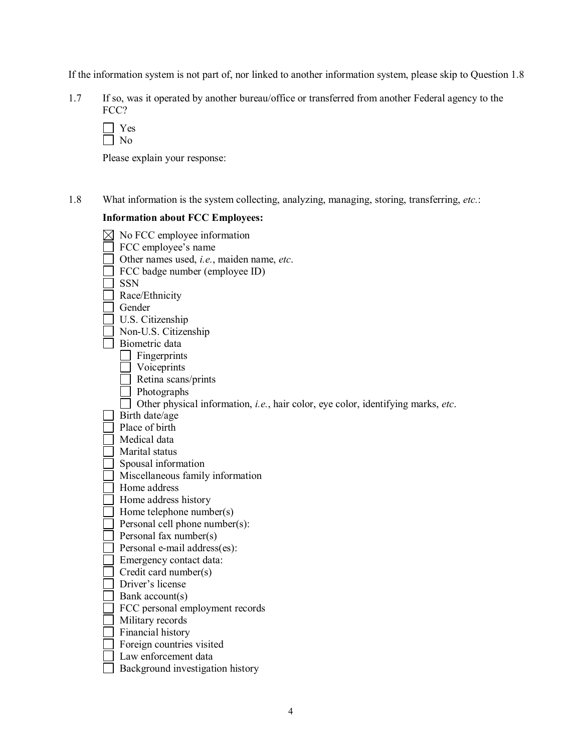If the information system is not part of, nor linked to another information system, please skip to Question 1.8

1.7 If so, was it operated by another bureau/office or transferred from another Federal agency to the FCC?

☐ Yes
☐ No

Please explain your response:

1.8 What information is the system collecting, analyzing, managing, storing, transferring, *etc.*:

**Information about FCC Employees:**

☒ No FCC employee information
☐ FCC employee's name
☐ Other names used, *i.e.*, maiden name, *etc*.
☐ FCC badge number (employee ID)
☐ SSN
☐ Race/Ethnicity
☐ Gender
☐ U.S. Citizenship
☐ Non-U.S. Citizenship
☐ Biometric data
  ☐ Fingerprints
  ☐ Voiceprints
  ☐ Retina scans/prints
  ☐ Photographs
  ☐ Other physical information, *i.e.*, hair color, eye color, identifying marks, *etc*.
☐ Birth date/age
☐ Place of birth
☐ Medical data
☐ Marital status
☐ Spousal information
☐ Miscellaneous family information
☐ Home address
☐ Home address history
☐ Home telephone number(s)
☐ Personal cell phone number(s):
☐ Personal fax number(s)
☐ Personal e-mail address(es):
☐ Emergency contact data:
☐ Credit card number(s)
☐ Driver's license
☐ Bank account(s)
☐ FCC personal employment records
☐ Military records
☐ Financial history
☐ Foreign countries visited
☐ Law enforcement data
☐ Background investigation history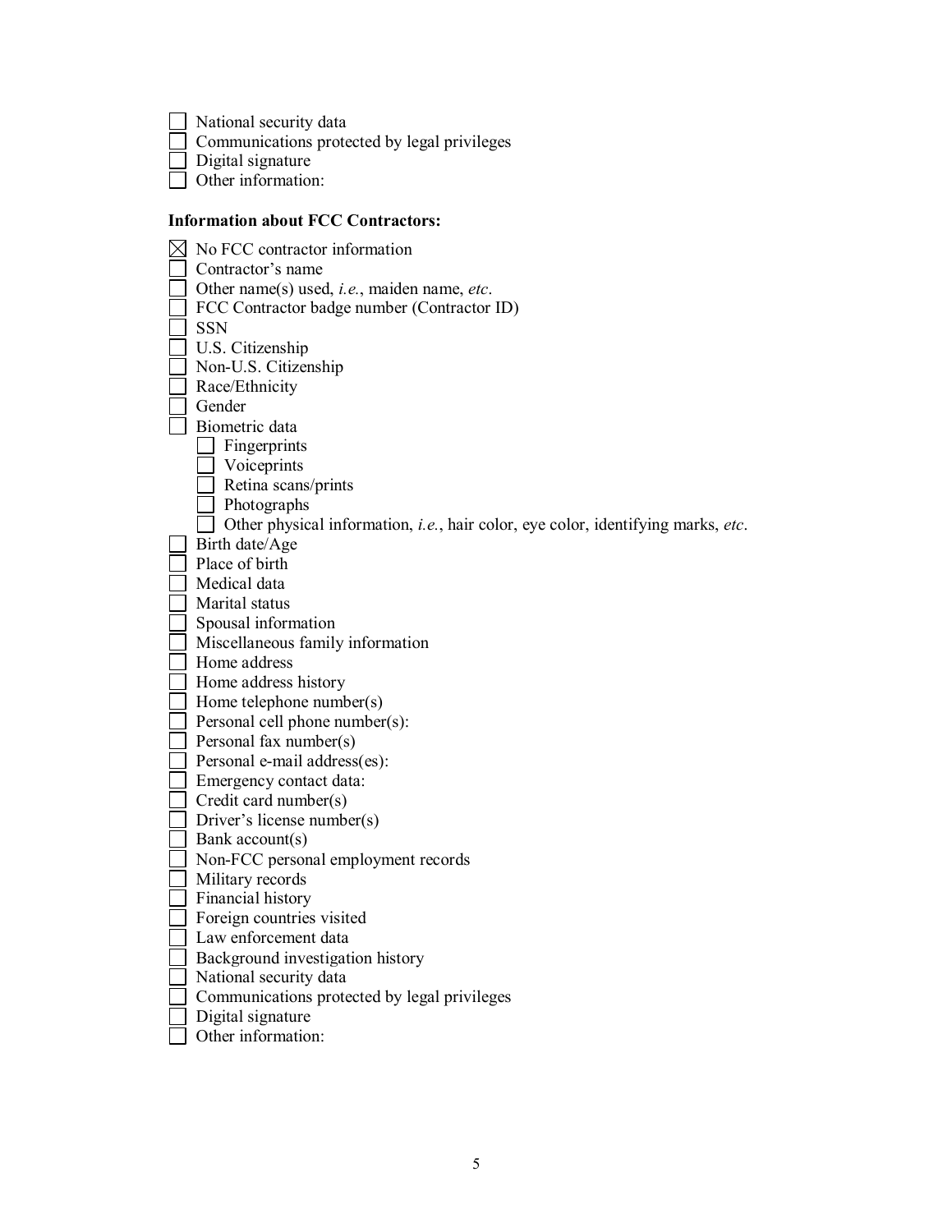- ☐ National security data
- ☐ Communications protected by legal privileges
- ☐ Digital signature
- ☐ Other information:

**Information about FCC Contractors:**

- ☒ No FCC contractor information
- ☐ Contractor's name
- ☐ Other name(s) used, *i.e.*, maiden name, *etc*.
- ☐ FCC Contractor badge number (Contractor ID)
- ☐ SSN
- ☐ U.S. Citizenship
- ☐ Non-U.S. Citizenship
- ☐ Race/Ethnicity
- ☐ Gender
- ☐ Biometric data
  - ☐ Fingerprints
  - ☐ Voiceprints
  - ☐ Retina scans/prints
  - ☐ Photographs
  - ☐ Other physical information, *i.e.*, hair color, eye color, identifying marks, *etc*.
- ☐ Birth date/Age
- ☐ Place of birth
- ☐ Medical data
- ☐ Marital status
- ☐ Spousal information
- ☐ Miscellaneous family information
- ☐ Home address
- ☐ Home address history
- ☐ Home telephone number(s)
- ☐ Personal cell phone number(s):
- ☐ Personal fax number(s)
- ☐ Personal e-mail address(es):
- ☐ Emergency contact data:
- ☐ Credit card number(s)
- ☐ Driver's license number(s)
- ☐ Bank account(s)
- ☐ Non-FCC personal employment records
- ☐ Military records
- ☐ Financial history
- ☐ Foreign countries visited
- ☐ Law enforcement data
- ☐ Background investigation history
- ☐ National security data
- ☐ Communications protected by legal privileges
- ☐ Digital signature
- ☐ Other information: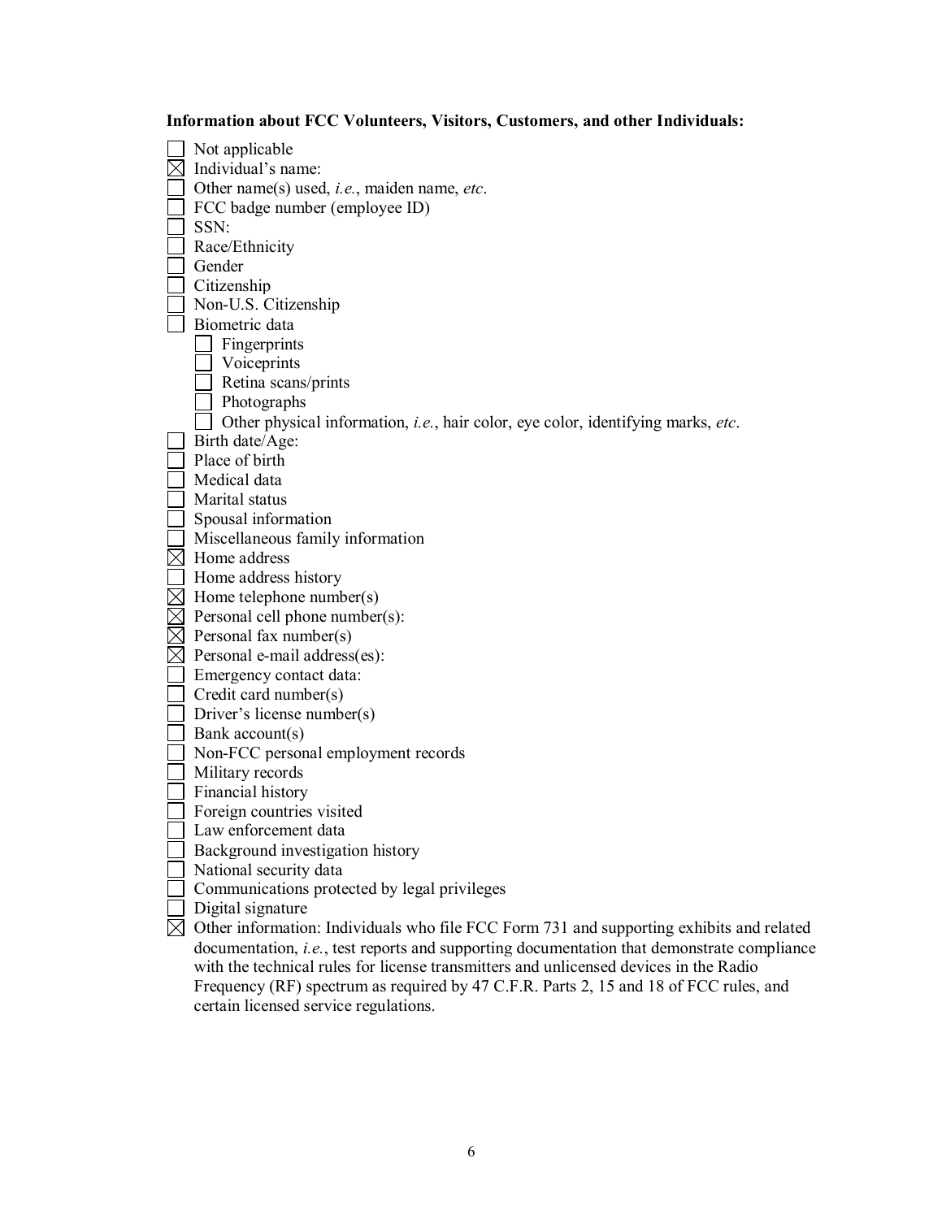**Information about FCC Volunteers, Visitors, Customers, and other Individuals:**

- ☐ Not applicable
- ☒ Individual's name:
- ☐ Other name(s) used, *i.e.*, maiden name, *etc*.
- ☐ FCC badge number (employee ID)
- ☐ SSN:
- ☐ Race/Ethnicity
- ☐ Gender
- ☐ Citizenship
- ☐ Non-U.S. Citizenship
- ☐ Biometric data
  - ☐ Fingerprints
  - ☐ Voiceprints
  - ☐ Retina scans/prints
  - ☐ Photographs
  - ☐ Other physical information, *i.e.*, hair color, eye color, identifying marks, *etc*.
- ☐ Birth date/Age:
- ☐ Place of birth
- ☐ Medical data
- ☐ Marital status
- ☐ Spousal information
- ☐ Miscellaneous family information
- ☒ Home address
- ☐ Home address history
- ☒ Home telephone number(s)
- ☒ Personal cell phone number(s):
- ☒ Personal fax number(s)
- ☒ Personal e-mail address(es):
- ☐ Emergency contact data:
- ☐ Credit card number(s)
- ☐ Driver's license number(s)
- ☐ Bank account(s)
- ☐ Non-FCC personal employment records
- ☐ Military records
- ☐ Financial history
- ☐ Foreign countries visited
- ☐ Law enforcement data
- ☐ Background investigation history
- ☐ National security data
- ☐ Communications protected by legal privileges
- ☐ Digital signature
- ☒ Other information: Individuals who file FCC Form 731 and supporting exhibits and related documentation, *i.e.*, test reports and supporting documentation that demonstrate compliance with the technical rules for license transmitters and unlicensed devices in the Radio Frequency (RF) spectrum as required by 47 C.F.R. Parts 2, 15 and 18 of FCC rules, and certain licensed service regulations.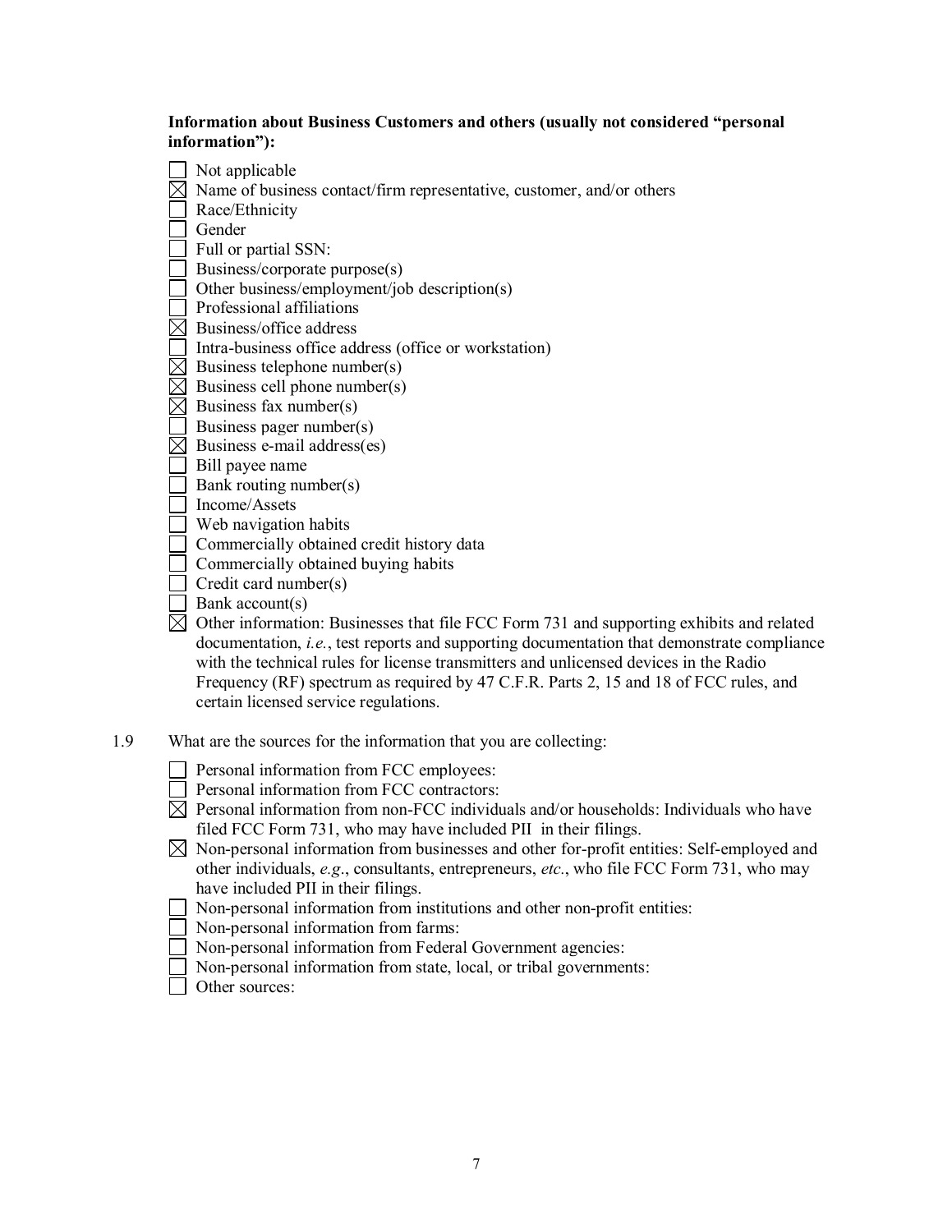**Information about Business Customers and others (usually not considered "personal information"):**

- ☐ Not applicable
- ☒ Name of business contact/firm representative, customer, and/or others
- ☐ Race/Ethnicity
- ☐ Gender
- ☐ Full or partial SSN:
- ☐ Business/corporate purpose(s)
- ☐ Other business/employment/job description(s)
- ☐ Professional affiliations
- ☒ Business/office address
- ☐ Intra-business office address (office or workstation)
- ☒ Business telephone number(s)
- ☒ Business cell phone number(s)
- ☒ Business fax number(s)
- ☐ Business pager number(s)
- ☒ Business e-mail address(es)
- ☐ Bill payee name
- ☐ Bank routing number(s)
- ☐ Income/Assets
- ☐ Web navigation habits
- ☐ Commercially obtained credit history data
- ☐ Commercially obtained buying habits
- ☐ Credit card number(s)
- ☐ Bank account(s)
- ☒ Other information: Businesses that file FCC Form 731 and supporting exhibits and related documentation, *i.e.*, test reports and supporting documentation that demonstrate compliance with the technical rules for license transmitters and unlicensed devices in the Radio Frequency (RF) spectrum as required by 47 C.F.R. Parts 2, 15 and 18 of FCC rules, and certain licensed service regulations.

1.9 What are the sources for the information that you are collecting:

- ☐ Personal information from FCC employees:
- ☐ Personal information from FCC contractors:
- ☒ Personal information from non-FCC individuals and/or households: Individuals who have filed FCC Form 731, who may have included PII in their filings.
- ☒ Non-personal information from businesses and other for-profit entities: Self-employed and other individuals, *e.g*., consultants, entrepreneurs, *etc*., who file FCC Form 731, who may have included PII in their filings.
- ☐ Non-personal information from institutions and other non-profit entities:
- ☐ Non-personal information from farms:
- ☐ Non-personal information from Federal Government agencies:
- ☐ Non-personal information from state, local, or tribal governments:
- ☐ Other sources: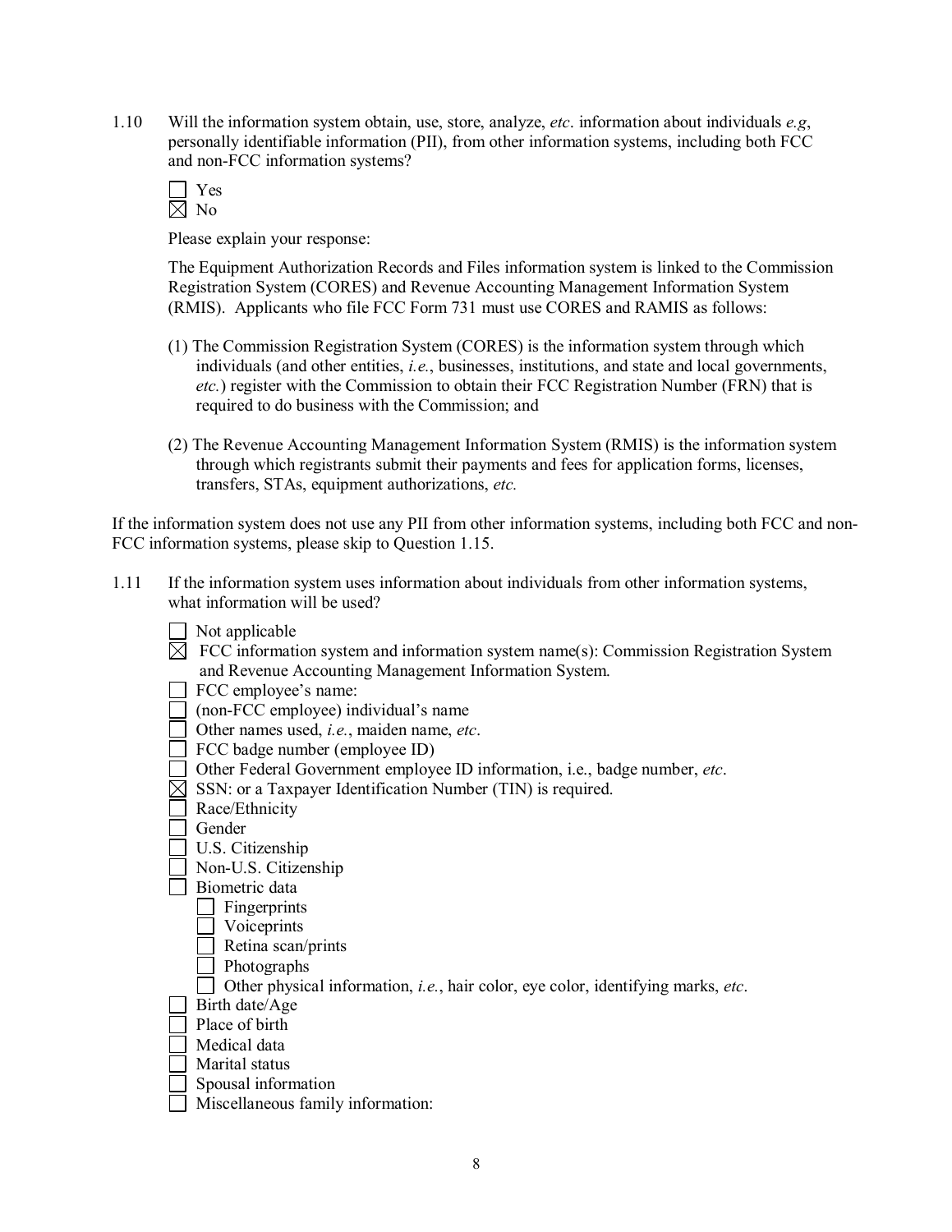1.10 Will the information system obtain, use, store, analyze, *etc*. information about individuals *e.g*, personally identifiable information (PII), from other information systems, including both FCC and non-FCC information systems?

☐ Yes
☒ No

Please explain your response:

The Equipment Authorization Records and Files information system is linked to the Commission Registration System (CORES) and Revenue Accounting Management Information System (RMIS). Applicants who file FCC Form 731 must use CORES and RAMIS as follows:

(1) The Commission Registration System (CORES) is the information system through which individuals (and other entities, *i.e.*, businesses, institutions, and state and local governments, *etc.*) register with the Commission to obtain their FCC Registration Number (FRN) that is required to do business with the Commission; and

(2) The Revenue Accounting Management Information System (RMIS) is the information system through which registrants submit their payments and fees for application forms, licenses, transfers, STAs, equipment authorizations, *etc.*

If the information system does not use any PII from other information systems, including both FCC and non-FCC information systems, please skip to Question 1.15.

1.11 If the information system uses information about individuals from other information systems, what information will be used?

☐ Not applicable
☒ FCC information system and information system name(s): Commission Registration System and Revenue Accounting Management Information System.
☐ FCC employee's name:
☐ (non-FCC employee) individual's name
☐ Other names used, *i.e.*, maiden name, *etc*.
☐ FCC badge number (employee ID)
☐ Other Federal Government employee ID information, i.e., badge number, *etc*.
☒ SSN: or a Taxpayer Identification Number (TIN) is required.
☐ Race/Ethnicity
☐ Gender
☐ U.S. Citizenship
☐ Non-U.S. Citizenship
☐ Biometric data
- ☐ Fingerprints
- ☐ Voiceprints
- ☐ Retina scan/prints
- ☐ Photographs
- ☐ Other physical information, *i.e.*, hair color, eye color, identifying marks, *etc*.

☐ Birth date/Age
☐ Place of birth
☐ Medical data
☐ Marital status
☐ Spousal information
☐ Miscellaneous family information: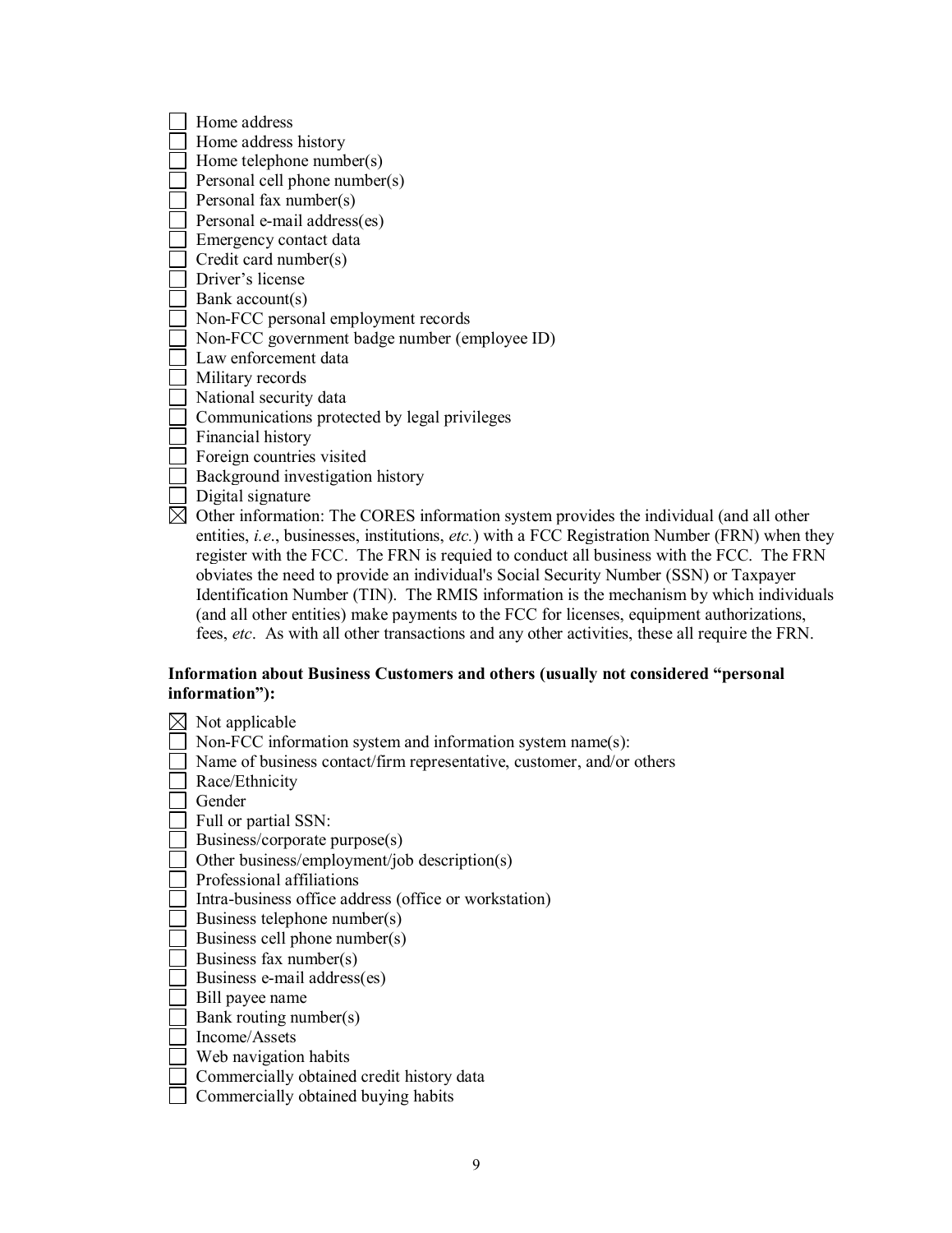- ☐ Home address
- ☐ Home address history
- ☐ Home telephone number(s)
- ☐ Personal cell phone number(s)
- ☐ Personal fax number(s)
- ☐ Personal e-mail address(es)
- ☐ Emergency contact data
- ☐ Credit card number(s)
- ☐ Driver's license
- ☐ Bank account(s)
- ☐ Non-FCC personal employment records
- ☐ Non-FCC government badge number (employee ID)
- ☐ Law enforcement data
- ☐ Military records
- ☐ National security data
- ☐ Communications protected by legal privileges
- ☐ Financial history
- ☐ Foreign countries visited
- ☐ Background investigation history
- ☐ Digital signature
- ☒ Other information: The CORES information system provides the individual (and all other entities, *i.e*., businesses, institutions, *etc.*) with a FCC Registration Number (FRN) when they register with the FCC. The FRN is requied to conduct all business with the FCC. The FRN obviates the need to provide an individual's Social Security Number (SSN) or Taxpayer Identification Number (TIN). The RMIS information is the mechanism by which individuals (and all other entities) make payments to the FCC for licenses, equipment authorizations, fees, *etc*. As with all other transactions and any other activities, these all require the FRN.

**Information about Business Customers and others (usually not considered "personal information"):**

- ☒ Not applicable
- ☐ Non-FCC information system and information system name(s):
- ☐ Name of business contact/firm representative, customer, and/or others
- ☐ Race/Ethnicity
- ☐ Gender
- ☐ Full or partial SSN:
- ☐ Business/corporate purpose(s)
- ☐ Other business/employment/job description(s)
- ☐ Professional affiliations
- ☐ Intra-business office address (office or workstation)
- ☐ Business telephone number(s)
- ☐ Business cell phone number(s)
- ☐ Business fax number(s)
- ☐ Business e-mail address(es)
- ☐ Bill payee name
- ☐ Bank routing number(s)
- ☐ Income/Assets
- ☐ Web navigation habits
- ☐ Commercially obtained credit history data
- ☐ Commercially obtained buying habits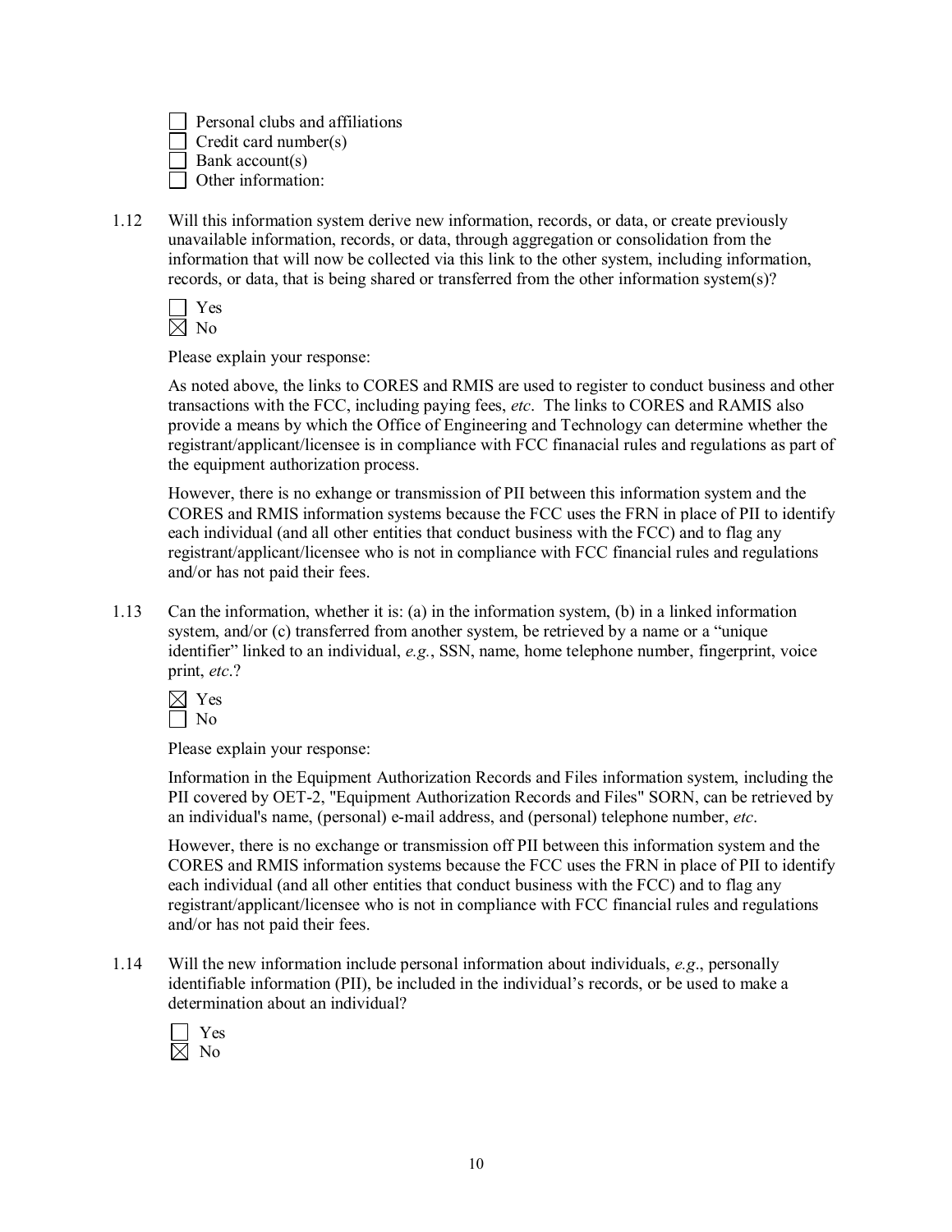- ☐ Personal clubs and affiliations
- ☐ Credit card number(s)
- ☐ Bank account(s)
- ☐ Other information:

1.12 Will this information system derive new information, records, or data, or create previously unavailable information, records, or data, through aggregation or consolidation from the information that will now be collected via this link to the other system, including information, records, or data, that is being shared or transferred from the other information system(s)?

- ☐ Yes
- ☒ No

Please explain your response:

As noted above, the links to CORES and RMIS are used to register to conduct business and other transactions with the FCC, including paying fees, *etc*. The links to CORES and RAMIS also provide a means by which the Office of Engineering and Technology can determine whether the registrant/applicant/licensee is in compliance with FCC finanacial rules and regulations as part of the equipment authorization process.

However, there is no exhange or transmission of PII between this information system and the CORES and RMIS information systems because the FCC uses the FRN in place of PII to identify each individual (and all other entities that conduct business with the FCC) and to flag any registrant/applicant/licensee who is not in compliance with FCC financial rules and regulations and/or has not paid their fees.

1.13 Can the information, whether it is: (a) in the information system, (b) in a linked information system, and/or (c) transferred from another system, be retrieved by a name or a "unique identifier" linked to an individual, *e.g.*, SSN, name, home telephone number, fingerprint, voice print, *etc*.?

- ☒ Yes
- ☐ No

Please explain your response:

Information in the Equipment Authorization Records and Files information system, including the PII covered by OET-2, "Equipment Authorization Records and Files" SORN, can be retrieved by an individual's name, (personal) e-mail address, and (personal) telephone number, *etc*.

However, there is no exchange or transmission off PII between this information system and the CORES and RMIS information systems because the FCC uses the FRN in place of PII to identify each individual (and all other entities that conduct business with the FCC) and to flag any registrant/applicant/licensee who is not in compliance with FCC financial rules and regulations and/or has not paid their fees.

1.14 Will the new information include personal information about individuals, *e.g*., personally identifiable information (PII), be included in the individual's records, or be used to make a determination about an individual?

- ☐ Yes
- ☒ No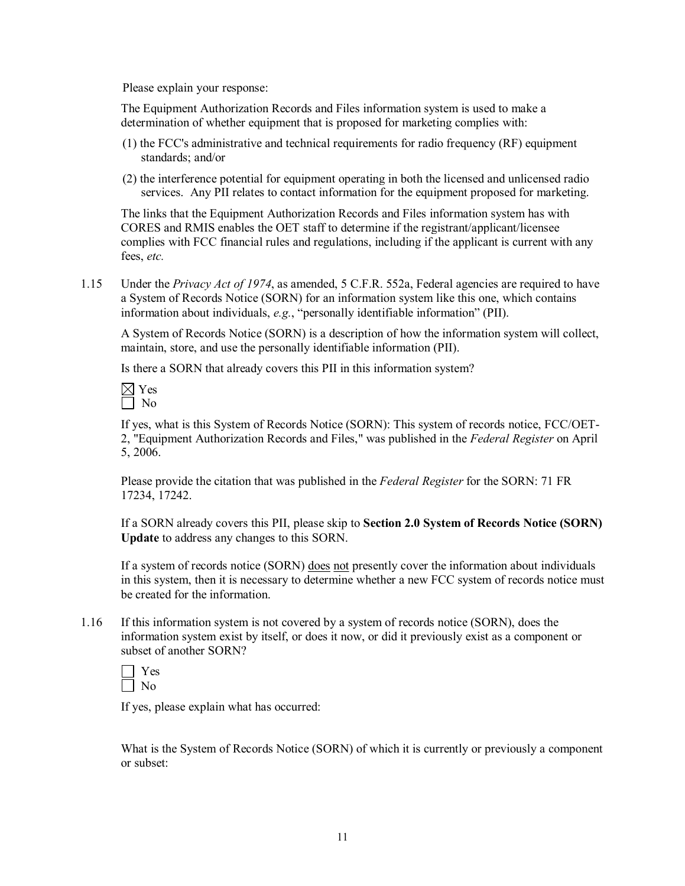Please explain your response:

The Equipment Authorization Records and Files information system is used to make a determination of whether equipment that is proposed for marketing complies with:

(1) the FCC's administrative and technical requirements for radio frequency (RF) equipment standards; and/or

(2) the interference potential for equipment operating in both the licensed and unlicensed radio services. Any PII relates to contact information for the equipment proposed for marketing.

The links that the Equipment Authorization Records and Files information system has with CORES and RMIS enables the OET staff to determine if the registrant/applicant/licensee complies with FCC financial rules and regulations, including if the applicant is current with any fees, *etc.*

1.15 Under the *Privacy Act of 1974*, as amended, 5 C.F.R. 552a, Federal agencies are required to have a System of Records Notice (SORN) for an information system like this one, which contains information about individuals, *e.g.*, "personally identifiable information" (PII).

A System of Records Notice (SORN) is a description of how the information system will collect, maintain, store, and use the personally identifiable information (PII).

Is there a SORN that already covers this PII in this information system?

☒ Yes
☐ No

If yes, what is this System of Records Notice (SORN): This system of records notice, FCC/OET-2, "Equipment Authorization Records and Files," was published in the *Federal Register* on April 5, 2006.

Please provide the citation that was published in the *Federal Register* for the SORN: 71 FR 17234, 17242.

If a SORN already covers this PII, please skip to **Section 2.0 System of Records Notice (SORN) Update** to address any changes to this SORN.

If a system of records notice (SORN) does not presently cover the information about individuals in this system, then it is necessary to determine whether a new FCC system of records notice must be created for the information.

1.16 If this information system is not covered by a system of records notice (SORN), does the information system exist by itself, or does it now, or did it previously exist as a component or subset of another SORN?

☐ Yes
☐ No

If yes, please explain what has occurred:

What is the System of Records Notice (SORN) of which it is currently or previously a component or subset: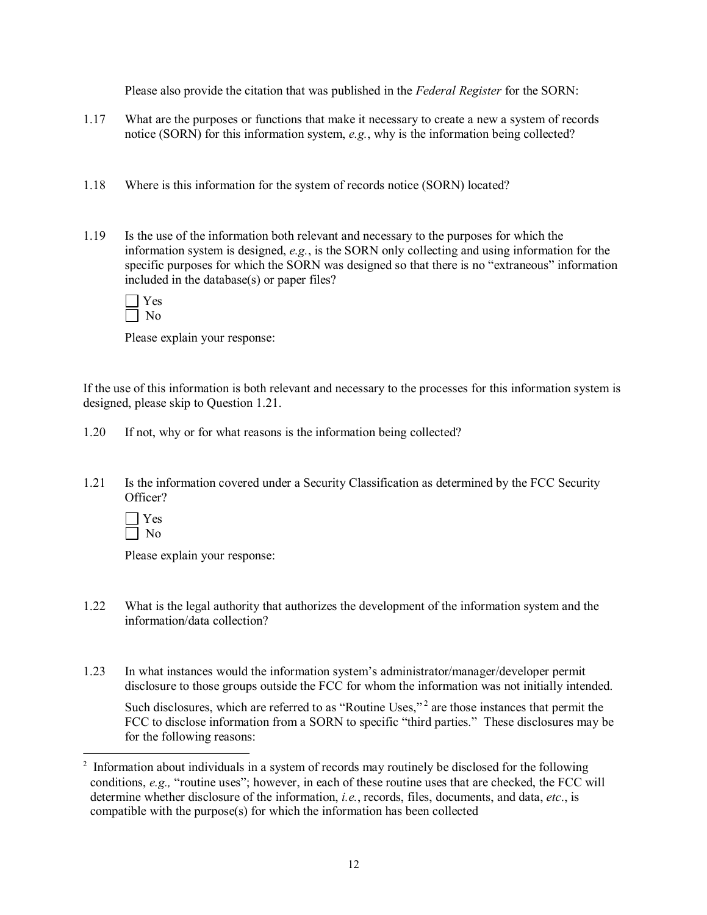Please also provide the citation that was published in the *Federal Register* for the SORN:

1.17 What are the purposes or functions that make it necessary to create a new a system of records notice (SORN) for this information system, *e.g.*, why is the information being collected?

1.18 Where is this information for the system of records notice (SORN) located?

1.19 Is the use of the information both relevant and necessary to the purposes for which the information system is designed, *e.g.*, is the SORN only collecting and using information for the specific purposes for which the SORN was designed so that there is no "extraneous" information included in the database(s) or paper files?

☐ Yes
☐ No

Please explain your response:

If the use of this information is both relevant and necessary to the processes for this information system is designed, please skip to Question 1.21.

1.20 If not, why or for what reasons is the information being collected?

1.21 Is the information covered under a Security Classification as determined by the FCC Security Officer?

☐ Yes
☐ No

Please explain your response:

1.22 What is the legal authority that authorizes the development of the information system and the information/data collection?

1.23 In what instances would the information system's administrator/manager/developer permit disclosure to those groups outside the FCC for whom the information was not initially intended.

Such disclosures, which are referred to as "Routine Uses,"[2] are those instances that permit the FCC to disclose information from a SORN to specific "third parties." These disclosures may be for the following reasons:

---

[2] Information about individuals in a system of records may routinely be disclosed for the following conditions, *e.g.,* "routine uses"; however, in each of these routine uses that are checked, the FCC will determine whether disclosure of the information, *i.e.*, records, files, documents, and data, *etc*., is compatible with the purpose(s) for which the information has been collected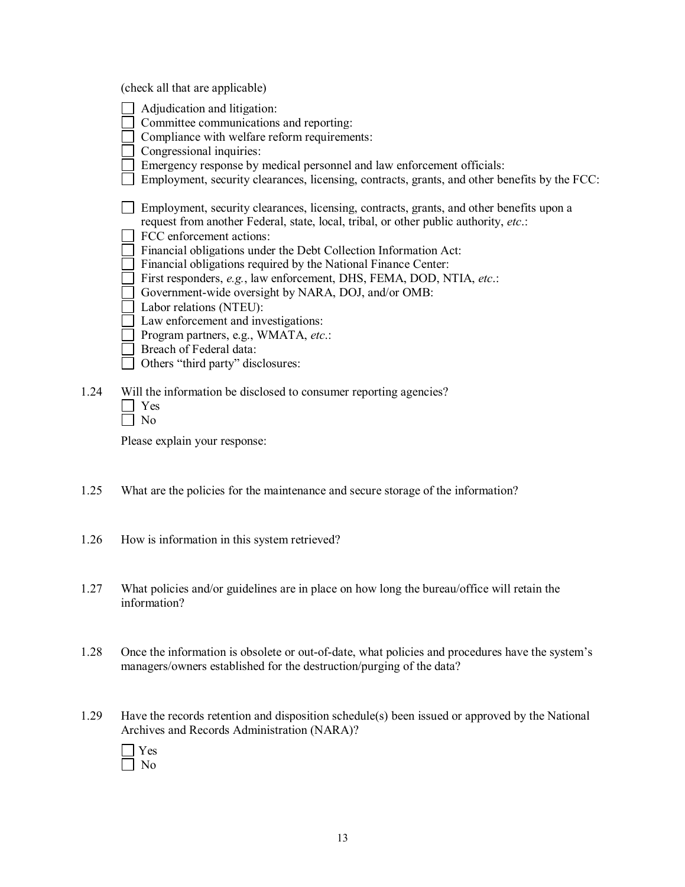(check all that are applicable)

- ☐ Adjudication and litigation:
- ☐ Committee communications and reporting:
- ☐ Compliance with welfare reform requirements:
- ☐ Congressional inquiries:
- ☐ Emergency response by medical personnel and law enforcement officials:
- ☐ Employment, security clearances, licensing, contracts, grants, and other benefits by the FCC:
- ☐ Employment, security clearances, licensing, contracts, grants, and other benefits upon a request from another Federal, state, local, tribal, or other public authority, *etc*.:
- ☐ FCC enforcement actions:
- ☐ Financial obligations under the Debt Collection Information Act:
- ☐ Financial obligations required by the National Finance Center:
- ☐ First responders, *e.g.*, law enforcement, DHS, FEMA, DOD, NTIA, *etc*.:
- ☐ Government-wide oversight by NARA, DOJ, and/or OMB:
- ☐ Labor relations (NTEU):
- ☐ Law enforcement and investigations:
- ☐ Program partners, e.g., WMATA, *etc*.:
- ☐ Breach of Federal data:
- ☐ Others "third party" disclosures:

1.24 Will the information be disclosed to consumer reporting agencies?

- ☐ Yes
- ☐ No

Please explain your response:

1.25 What are the policies for the maintenance and secure storage of the information?

1.26 How is information in this system retrieved?

1.27 What policies and/or guidelines are in place on how long the bureau/office will retain the information?

1.28 Once the information is obsolete or out-of-date, what policies and procedures have the system's managers/owners established for the destruction/purging of the data?

1.29 Have the records retention and disposition schedule(s) been issued or approved by the National Archives and Records Administration (NARA)?

- ☐ Yes
- ☐ No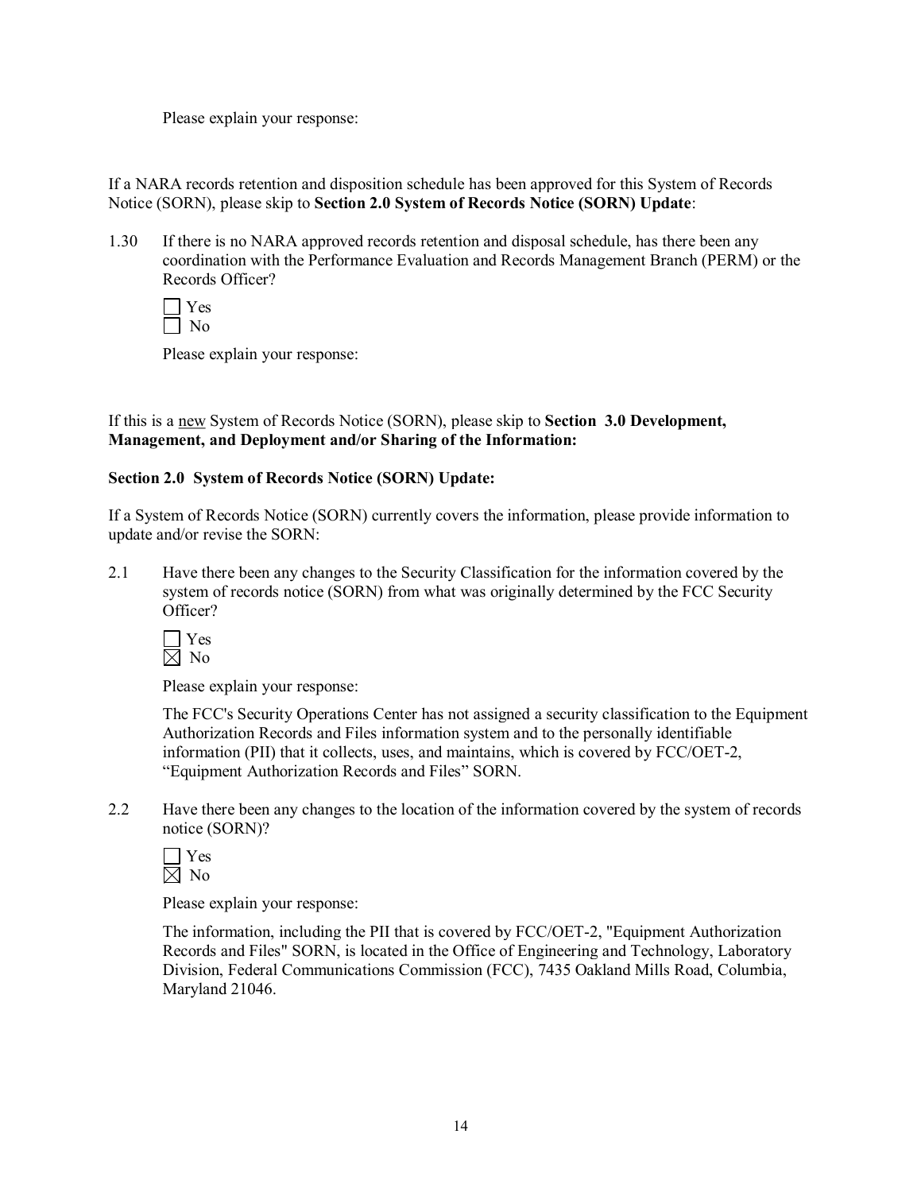Please explain your response:

If a NARA records retention and disposition schedule has been approved for this System of Records Notice (SORN), please skip to **Section 2.0 System of Records Notice (SORN) Update**:

1.30 If there is no NARA approved records retention and disposal schedule, has there been any coordination with the Performance Evaluation and Records Management Branch (PERM) or the Records Officer?

☐ Yes
☐ No

Please explain your response:

If this is a new System of Records Notice (SORN), please skip to **Section 3.0 Development, Management, and Deployment and/or Sharing of the Information:**

**Section 2.0 System of Records Notice (SORN) Update:**

If a System of Records Notice (SORN) currently covers the information, please provide information to update and/or revise the SORN:

2.1 Have there been any changes to the Security Classification for the information covered by the system of records notice (SORN) from what was originally determined by the FCC Security Officer?

☐ Yes
☒ No

Please explain your response:

The FCC's Security Operations Center has not assigned a security classification to the Equipment Authorization Records and Files information system and to the personally identifiable information (PII) that it collects, uses, and maintains, which is covered by FCC/OET-2, "Equipment Authorization Records and Files" SORN.

2.2 Have there been any changes to the location of the information covered by the system of records notice (SORN)?

☐ Yes
☒ No

Please explain your response:

The information, including the PII that is covered by FCC/OET-2, "Equipment Authorization Records and Files" SORN, is located in the Office of Engineering and Technology, Laboratory Division, Federal Communications Commission (FCC), 7435 Oakland Mills Road, Columbia, Maryland 21046.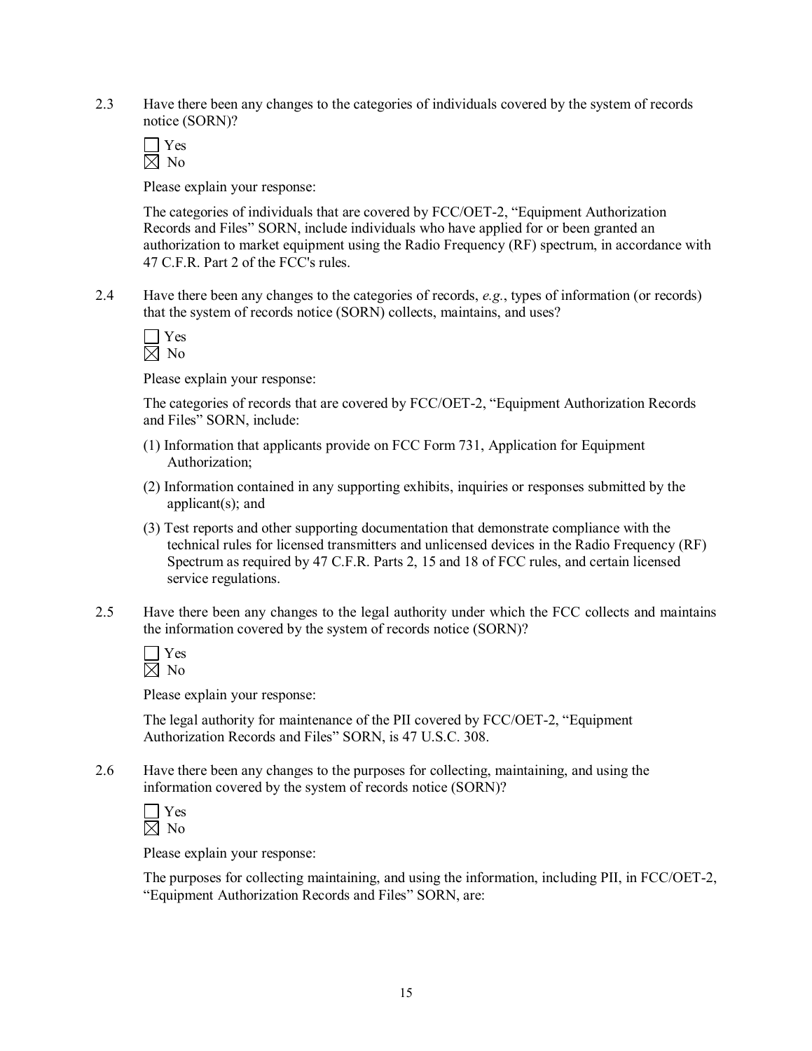2.3 Have there been any changes to the categories of individuals covered by the system of records notice (SORN)?

☐ Yes
☒ No

Please explain your response:

The categories of individuals that are covered by FCC/OET-2, "Equipment Authorization Records and Files" SORN, include individuals who have applied for or been granted an authorization to market equipment using the Radio Frequency (RF) spectrum, in accordance with 47 C.F.R. Part 2 of the FCC's rules.

2.4 Have there been any changes to the categories of records, *e.g.*, types of information (or records) that the system of records notice (SORN) collects, maintains, and uses?

☐ Yes
☒ No

Please explain your response:

The categories of records that are covered by FCC/OET-2, "Equipment Authorization Records and Files" SORN, include:

(1) Information that applicants provide on FCC Form 731, Application for Equipment Authorization;

(2) Information contained in any supporting exhibits, inquiries or responses submitted by the applicant(s); and

(3) Test reports and other supporting documentation that demonstrate compliance with the technical rules for licensed transmitters and unlicensed devices in the Radio Frequency (RF) Spectrum as required by 47 C.F.R. Parts 2, 15 and 18 of FCC rules, and certain licensed service regulations.

2.5 Have there been any changes to the legal authority under which the FCC collects and maintains the information covered by the system of records notice (SORN)?

☐ Yes
☒ No

Please explain your response:

The legal authority for maintenance of the PII covered by FCC/OET-2, "Equipment Authorization Records and Files" SORN, is 47 U.S.C. 308.

2.6 Have there been any changes to the purposes for collecting, maintaining, and using the information covered by the system of records notice (SORN)?

☐ Yes
☒ No

Please explain your response:

The purposes for collecting maintaining, and using the information, including PII, in FCC/OET-2, "Equipment Authorization Records and Files" SORN, are: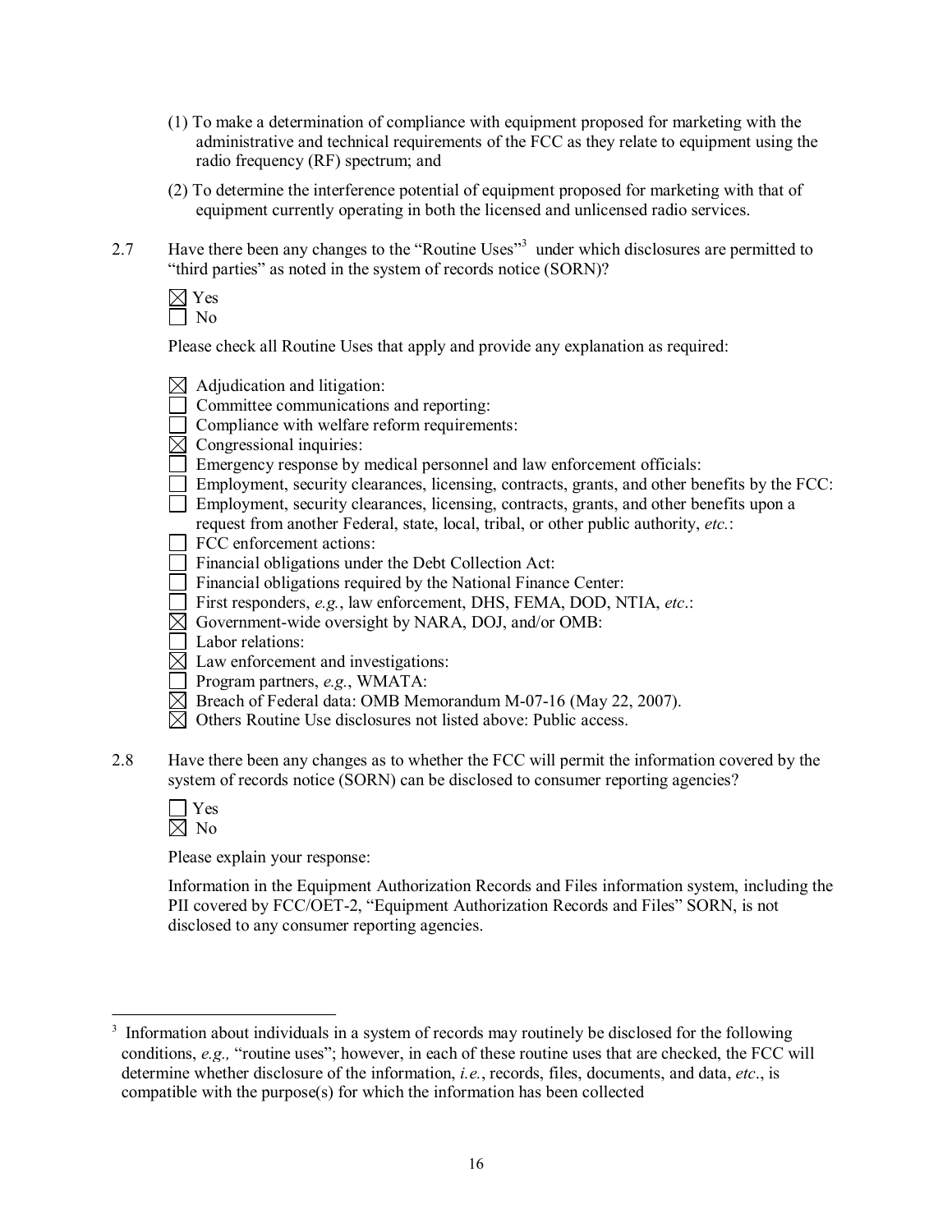(1) To make a determination of compliance with equipment proposed for marketing with the administrative and technical requirements of the FCC as they relate to equipment using the radio frequency (RF) spectrum; and

(2) To determine the interference potential of equipment proposed for marketing with that of equipment currently operating in both the licensed and unlicensed radio services.

2.7 Have there been any changes to the "Routine Uses"[3] under which disclosures are permitted to "third parties" as noted in the system of records notice (SORN)?

☒ Yes
☐ No

Please check all Routine Uses that apply and provide any explanation as required:

☒ Adjudication and litigation:
☐ Committee communications and reporting:
☐ Compliance with welfare reform requirements:
☒ Congressional inquiries:
☐ Emergency response by medical personnel and law enforcement officials:
☐ Employment, security clearances, licensing, contracts, grants, and other benefits by the FCC:
☐ Employment, security clearances, licensing, contracts, grants, and other benefits upon a request from another Federal, state, local, tribal, or other public authority, *etc.*:
☐ FCC enforcement actions:
☐ Financial obligations under the Debt Collection Act:
☐ Financial obligations required by the National Finance Center:
☐ First responders, *e.g.*, law enforcement, DHS, FEMA, DOD, NTIA, *etc*.:
☒ Government-wide oversight by NARA, DOJ, and/or OMB:
☐ Labor relations:
☒ Law enforcement and investigations:
☐ Program partners, *e.g.*, WMATA:
☒ Breach of Federal data: OMB Memorandum M-07-16 (May 22, 2007).
☒ Others Routine Use disclosures not listed above: Public access.

2.8 Have there been any changes as to whether the FCC will permit the information covered by the system of records notice (SORN) can be disclosed to consumer reporting agencies?

☐ Yes
☒ No

Please explain your response:

Information in the Equipment Authorization Records and Files information system, including the PII covered by FCC/OET-2, "Equipment Authorization Records and Files" SORN, is not disclosed to any consumer reporting agencies.

---

[3] Information about individuals in a system of records may routinely be disclosed for the following conditions, *e.g.,* "routine uses"; however, in each of these routine uses that are checked, the FCC will determine whether disclosure of the information, *i.e.*, records, files, documents, and data, *etc*., is compatible with the purpose(s) for which the information has been collected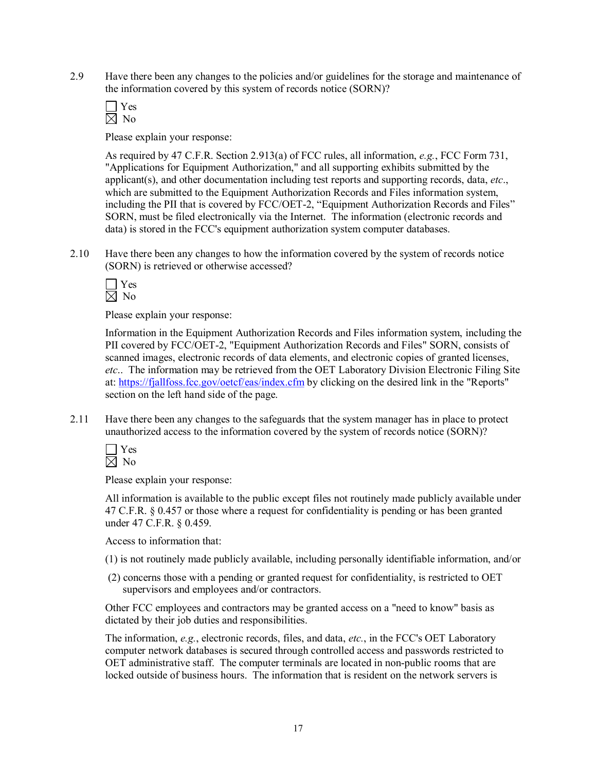2.9 Have there been any changes to the policies and/or guidelines for the storage and maintenance of the information covered by this system of records notice (SORN)?

☐ Yes
☒ No

Please explain your response:

As required by 47 C.F.R. Section 2.913(a) of FCC rules, all information, *e.g.*, FCC Form 731, "Applications for Equipment Authorization," and all supporting exhibits submitted by the applicant(s), and other documentation including test reports and supporting records, data, *etc*., which are submitted to the Equipment Authorization Records and Files information system, including the PII that is covered by FCC/OET-2, "Equipment Authorization Records and Files" SORN, must be filed electronically via the Internet. The information (electronic records and data) is stored in the FCC's equipment authorization system computer databases.

2.10 Have there been any changes to how the information covered by the system of records notice (SORN) is retrieved or otherwise accessed?

☐ Yes
☒ No

Please explain your response:

Information in the Equipment Authorization Records and Files information system, including the PII covered by FCC/OET-2, "Equipment Authorization Records and Files" SORN, consists of scanned images, electronic records of data elements, and electronic copies of granted licenses, *etc*.. The information may be retrieved from the OET Laboratory Division Electronic Filing Site at: https://fjallfoss.fcc.gov/oetcf/eas/index.cfm by clicking on the desired link in the "Reports" section on the left hand side of the page.

2.11 Have there been any changes to the safeguards that the system manager has in place to protect unauthorized access to the information covered by the system of records notice (SORN)?

☐ Yes
☒ No

Please explain your response:

All information is available to the public except files not routinely made publicly available under 47 C.F.R. § 0.457 or those where a request for confidentiality is pending or has been granted under 47 C.F.R. § 0.459.

Access to information that:

(1) is not routinely made publicly available, including personally identifiable information, and/or

(2) concerns those with a pending or granted request for confidentiality, is restricted to OET supervisors and employees and/or contractors.

Other FCC employees and contractors may be granted access on a "need to know" basis as dictated by their job duties and responsibilities.

The information, *e.g.*, electronic records, files, and data, *etc.*, in the FCC's OET Laboratory computer network databases is secured through controlled access and passwords restricted to OET administrative staff. The computer terminals are located in non-public rooms that are locked outside of business hours. The information that is resident on the network servers is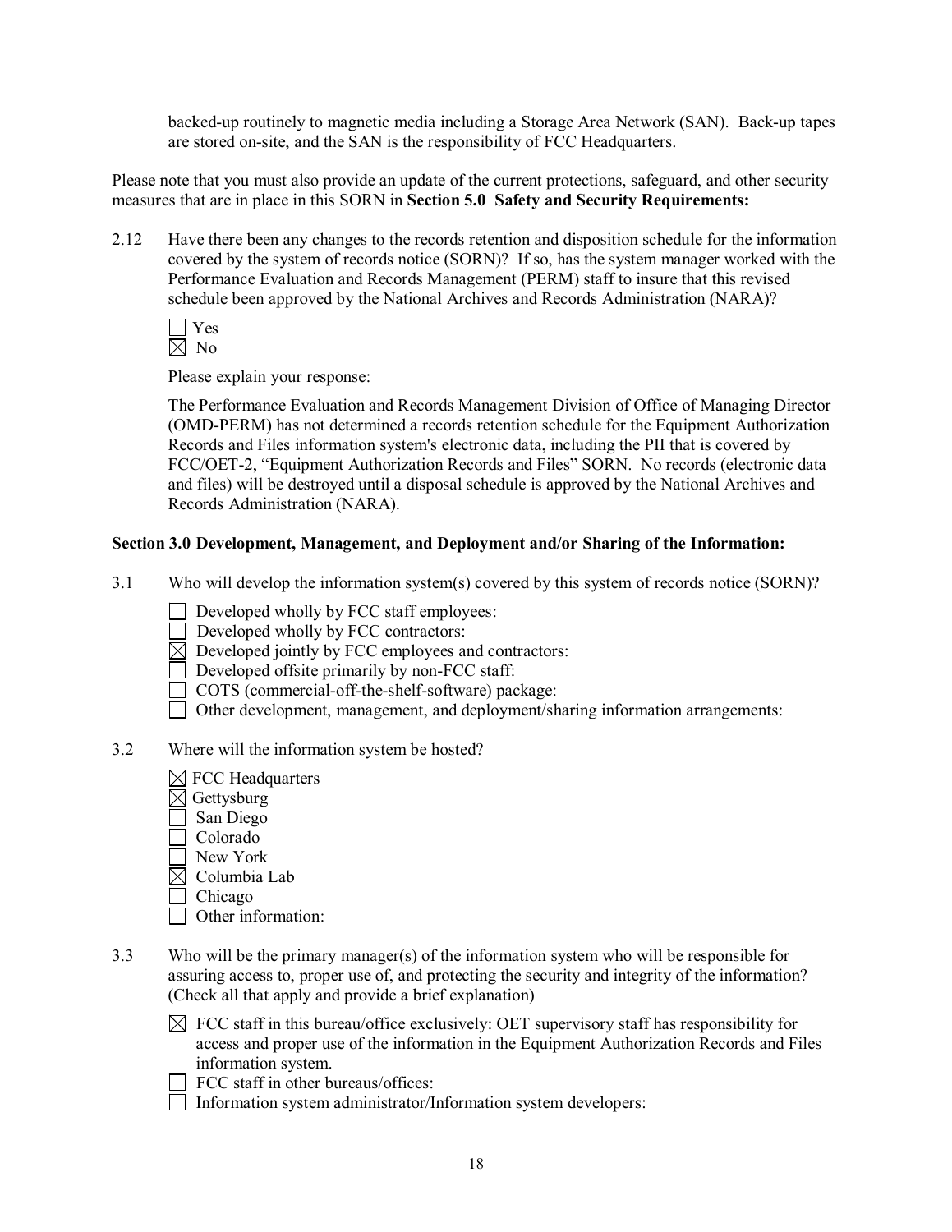backed-up routinely to magnetic media including a Storage Area Network (SAN). Back-up tapes are stored on-site, and the SAN is the responsibility of FCC Headquarters.

Please note that you must also provide an update of the current protections, safeguard, and other security measures that are in place in this SORN in **Section 5.0 Safety and Security Requirements:**

2.12 Have there been any changes to the records retention and disposition schedule for the information covered by the system of records notice (SORN)? If so, has the system manager worked with the Performance Evaluation and Records Management (PERM) staff to insure that this revised schedule been approved by the National Archives and Records Administration (NARA)?

☐ Yes
☒ No

Please explain your response:

The Performance Evaluation and Records Management Division of Office of Managing Director (OMD-PERM) has not determined a records retention schedule for the Equipment Authorization Records and Files information system's electronic data, including the PII that is covered by FCC/OET-2, "Equipment Authorization Records and Files" SORN. No records (electronic data and files) will be destroyed until a disposal schedule is approved by the National Archives and Records Administration (NARA).

**Section 3.0 Development, Management, and Deployment and/or Sharing of the Information:**

3.1 Who will develop the information system(s) covered by this system of records notice (SORN)?

☐ Developed wholly by FCC staff employees:
☐ Developed wholly by FCC contractors:
☒ Developed jointly by FCC employees and contractors:
☐ Developed offsite primarily by non-FCC staff:
☐ COTS (commercial-off-the-shelf-software) package:
☐ Other development, management, and deployment/sharing information arrangements:

3.2 Where will the information system be hosted?

☒ FCC Headquarters
☒ Gettysburg
☐ San Diego
☐ Colorado
☐ New York
☒ Columbia Lab
☐ Chicago
☐ Other information:

3.3 Who will be the primary manager(s) of the information system who will be responsible for assuring access to, proper use of, and protecting the security and integrity of the information? (Check all that apply and provide a brief explanation)

☒ FCC staff in this bureau/office exclusively: OET supervisory staff has responsibility for access and proper use of the information in the Equipment Authorization Records and Files information system.
☐ FCC staff in other bureaus/offices:
☐ Information system administrator/Information system developers: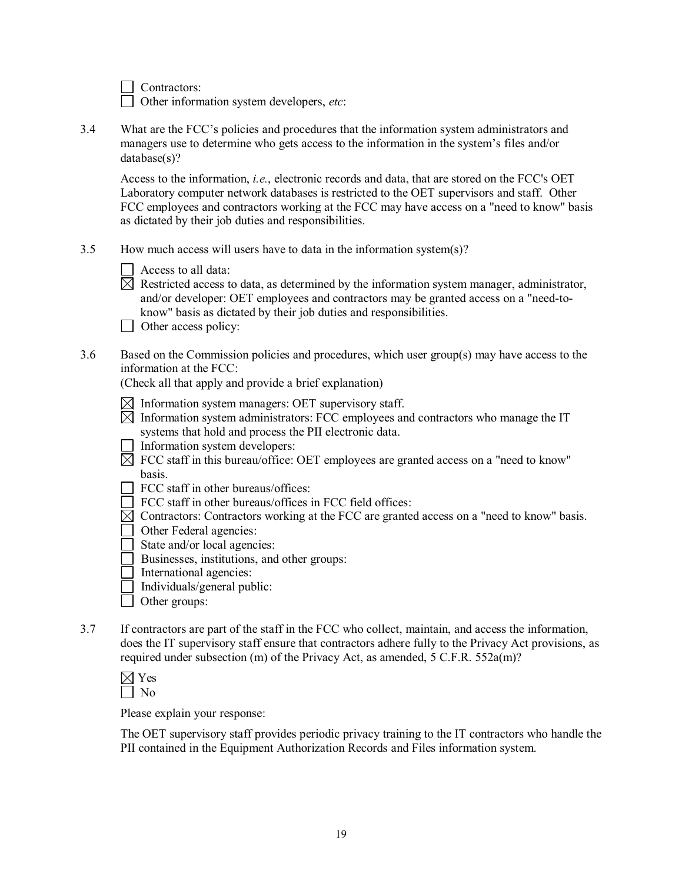- [ ] Contractors:
- [ ] Other information system developers, *etc*:

3.4 What are the FCC's policies and procedures that the information system administrators and managers use to determine who gets access to the information in the system's files and/or database(s)?

Access to the information, *i.e.*, electronic records and data, that are stored on the FCC's OET Laboratory computer network databases is restricted to the OET supervisors and staff. Other FCC employees and contractors working at the FCC may have access on a "need to know" basis as dictated by their job duties and responsibilities.

3.5 How much access will users have to data in the information system(s)?

- [ ] Access to all data:
- [x] Restricted access to data, as determined by the information system manager, administrator, and/or developer: OET employees and contractors may be granted access on a "need-to-know" basis as dictated by their job duties and responsibilities.
- [ ] Other access policy:

3.6 Based on the Commission policies and procedures, which user group(s) may have access to the information at the FCC:
(Check all that apply and provide a brief explanation)

- [x] Information system managers: OET supervisory staff.
- [x] Information system administrators: FCC employees and contractors who manage the IT systems that hold and process the PII electronic data.
- [ ] Information system developers:
- [x] FCC staff in this bureau/office: OET employees are granted access on a "need to know" basis.
- [ ] FCC staff in other bureaus/offices:
- [ ] FCC staff in other bureaus/offices in FCC field offices:
- [x] Contractors: Contractors working at the FCC are granted access on a "need to know" basis.
- [ ] Other Federal agencies:
- [ ] State and/or local agencies:
- [ ] Businesses, institutions, and other groups:
- [ ] International agencies:
- [ ] Individuals/general public:
- [ ] Other groups:

3.7 If contractors are part of the staff in the FCC who collect, maintain, and access the information, does the IT supervisory staff ensure that contractors adhere fully to the Privacy Act provisions, as required under subsection (m) of the Privacy Act, as amended, 5 C.F.R. 552a(m)?

- [x] Yes
- [ ] No

Please explain your response:

The OET supervisory staff provides periodic privacy training to the IT contractors who handle the PII contained in the Equipment Authorization Records and Files information system.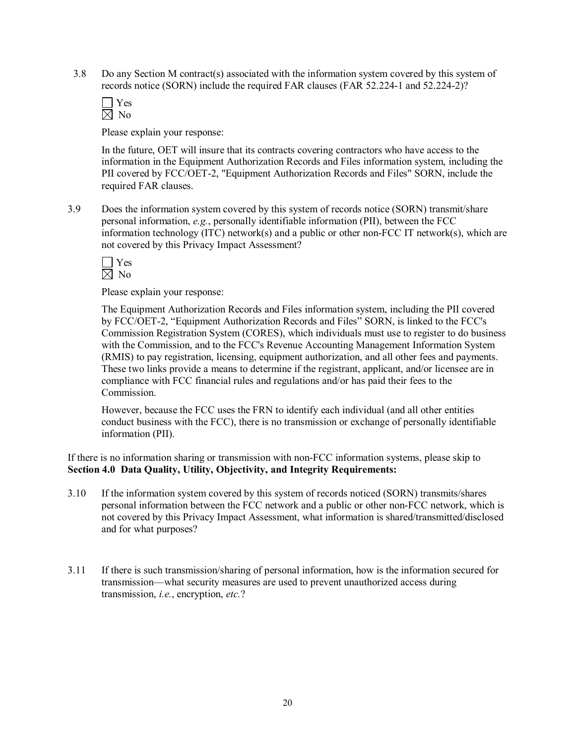3.8 Do any Section M contract(s) associated with the information system covered by this system of records notice (SORN) include the required FAR clauses (FAR 52.224-1 and 52.224-2)?

☐ Yes
☒ No

Please explain your response:

In the future, OET will insure that its contracts covering contractors who have access to the information in the Equipment Authorization Records and Files information system, including the PII covered by FCC/OET-2, "Equipment Authorization Records and Files" SORN, include the required FAR clauses.

3.9 Does the information system covered by this system of records notice (SORN) transmit/share personal information, *e.g.*, personally identifiable information (PII), between the FCC information technology (ITC) network(s) and a public or other non-FCC IT network(s), which are not covered by this Privacy Impact Assessment?

☐ Yes
☒ No

Please explain your response:

The Equipment Authorization Records and Files information system, including the PII covered by FCC/OET-2, "Equipment Authorization Records and Files" SORN, is linked to the FCC's Commission Registration System (CORES), which individuals must use to register to do business with the Commission, and to the FCC's Revenue Accounting Management Information System (RMIS) to pay registration, licensing, equipment authorization, and all other fees and payments. These two links provide a means to determine if the registrant, applicant, and/or licensee are in compliance with FCC financial rules and regulations and/or has paid their fees to the Commission.

However, because the FCC uses the FRN to identify each individual (and all other entities conduct business with the FCC), there is no transmission or exchange of personally identifiable information (PII).

If there is no information sharing or transmission with non-FCC information systems, please skip to **Section 4.0 Data Quality, Utility, Objectivity, and Integrity Requirements:**

3.10 If the information system covered by this system of records noticed (SORN) transmits/shares personal information between the FCC network and a public or other non-FCC network, which is not covered by this Privacy Impact Assessment, what information is shared/transmitted/disclosed and for what purposes?

3.11 If there is such transmission/sharing of personal information, how is the information secured for transmission—what security measures are used to prevent unauthorized access during transmission, *i.e.*, encryption, *etc.*?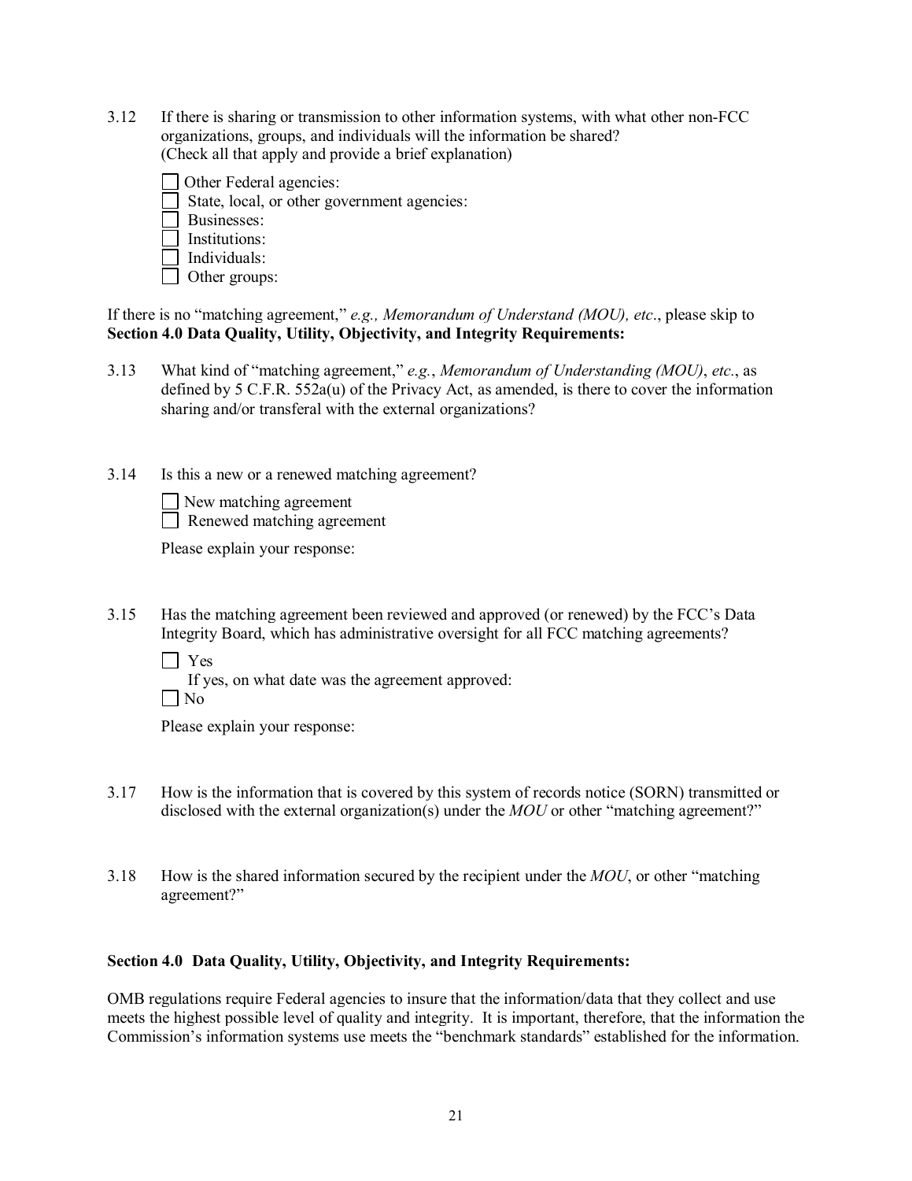3.12 If there is sharing or transmission to other information systems, with what other non-FCC organizations, groups, and individuals will the information be shared?
(Check all that apply and provide a brief explanation)

- [ ] Other Federal agencies:
- [ ] State, local, or other government agencies:
- [ ] Businesses:
- [ ] Institutions:
- [ ] Individuals:
- [ ] Other groups:

If there is no "matching agreement," *e.g., Memorandum of Understand (MOU), etc*., please skip to **Section 4.0 Data Quality, Utility, Objectivity, and Integrity Requirements:**

3.13 What kind of "matching agreement," *e.g.*, *Memorandum of Understanding (MOU)*, *etc*., as defined by 5 C.F.R. 552a(u) of the Privacy Act, as amended, is there to cover the information sharing and/or transferal with the external organizations?

3.14 Is this a new or a renewed matching agreement?

- [ ] New matching agreement
- [ ] Renewed matching agreement

Please explain your response:

3.15 Has the matching agreement been reviewed and approved (or renewed) by the FCC's Data Integrity Board, which has administrative oversight for all FCC matching agreements?

- [ ] Yes
  If yes, on what date was the agreement approved:
- [ ] No

Please explain your response:

3.17 How is the information that is covered by this system of records notice (SORN) transmitted or disclosed with the external organization(s) under the *MOU* or other "matching agreement?"

3.18 How is the shared information secured by the recipient under the *MOU*, or other "matching agreement?"

**Section 4.0 Data Quality, Utility, Objectivity, and Integrity Requirements:**

OMB regulations require Federal agencies to insure that the information/data that they collect and use meets the highest possible level of quality and integrity. It is important, therefore, that the information the Commission's information systems use meets the "benchmark standards" established for the information.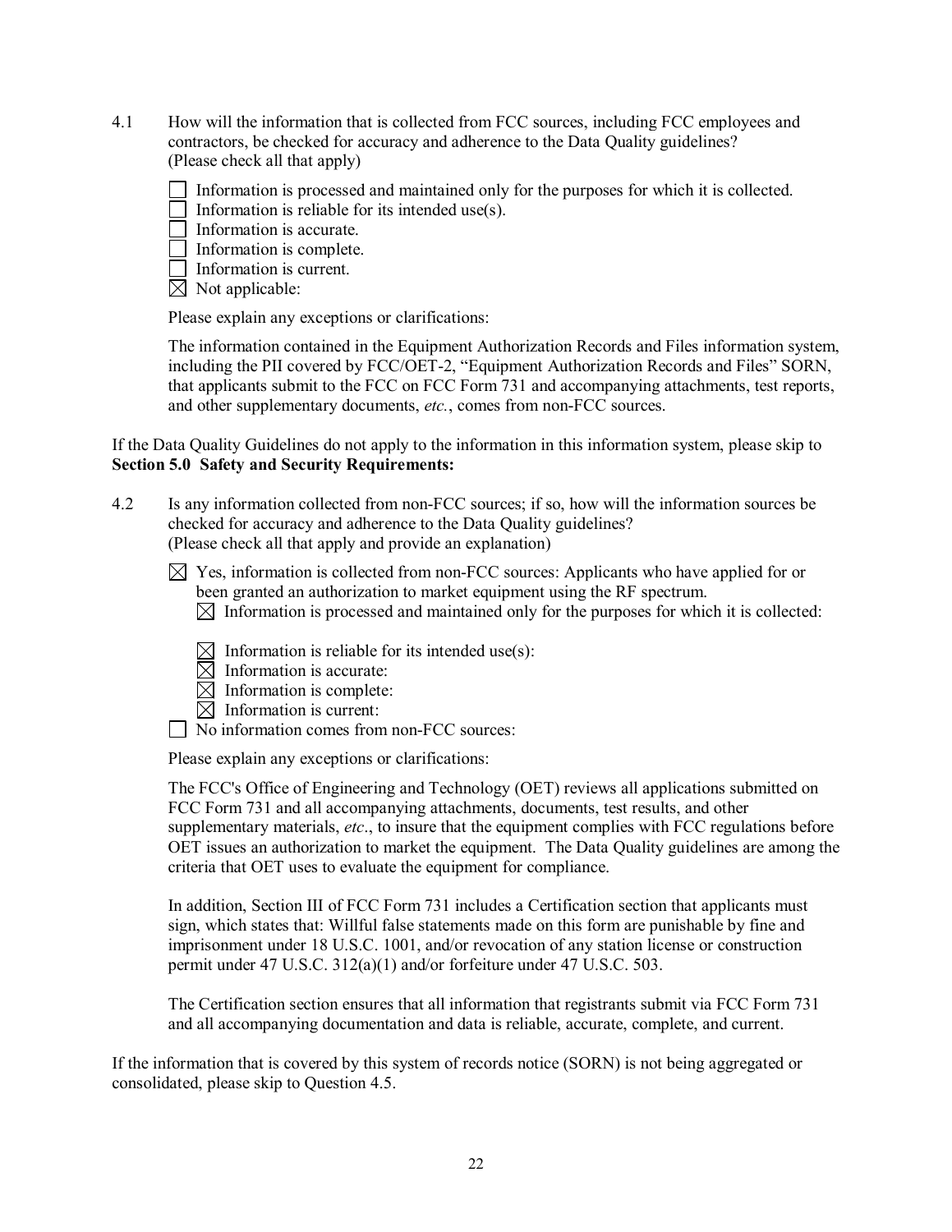4.1 How will the information that is collected from FCC sources, including FCC employees and contractors, be checked for accuracy and adherence to the Data Quality guidelines? (Please check all that apply)

☐ Information is processed and maintained only for the purposes for which it is collected.
☐ Information is reliable for its intended use(s).
☐ Information is accurate.
☐ Information is complete.
☐ Information is current.
☒ Not applicable:

Please explain any exceptions or clarifications:

The information contained in the Equipment Authorization Records and Files information system, including the PII covered by FCC/OET-2, "Equipment Authorization Records and Files" SORN, that applicants submit to the FCC on FCC Form 731 and accompanying attachments, test reports, and other supplementary documents, *etc.*, comes from non-FCC sources.

If the Data Quality Guidelines do not apply to the information in this information system, please skip to **Section 5.0 Safety and Security Requirements:**

4.2 Is any information collected from non-FCC sources; if so, how will the information sources be checked for accuracy and adherence to the Data Quality guidelines? (Please check all that apply and provide an explanation)

☒ Yes, information is collected from non-FCC sources: Applicants who have applied for or been granted an authorization to market equipment using the RF spectrum.
 ☒ Information is processed and maintained only for the purposes for which it is collected:
 ☒ Information is reliable for its intended use(s):
 ☒ Information is accurate:
 ☒ Information is complete:
 ☒ Information is current:
☐ No information comes from non-FCC sources:

Please explain any exceptions or clarifications:

The FCC's Office of Engineering and Technology (OET) reviews all applications submitted on FCC Form 731 and all accompanying attachments, documents, test results, and other supplementary materials, *etc*., to insure that the equipment complies with FCC regulations before OET issues an authorization to market the equipment. The Data Quality guidelines are among the criteria that OET uses to evaluate the equipment for compliance.

In addition, Section III of FCC Form 731 includes a Certification section that applicants must sign, which states that: Willful false statements made on this form are punishable by fine and imprisonment under 18 U.S.C. 1001, and/or revocation of any station license or construction permit under 47 U.S.C. 312(a)(1) and/or forfeiture under 47 U.S.C. 503.

The Certification section ensures that all information that registrants submit via FCC Form 731 and all accompanying documentation and data is reliable, accurate, complete, and current.

If the information that is covered by this system of records notice (SORN) is not being aggregated or consolidated, please skip to Question 4.5.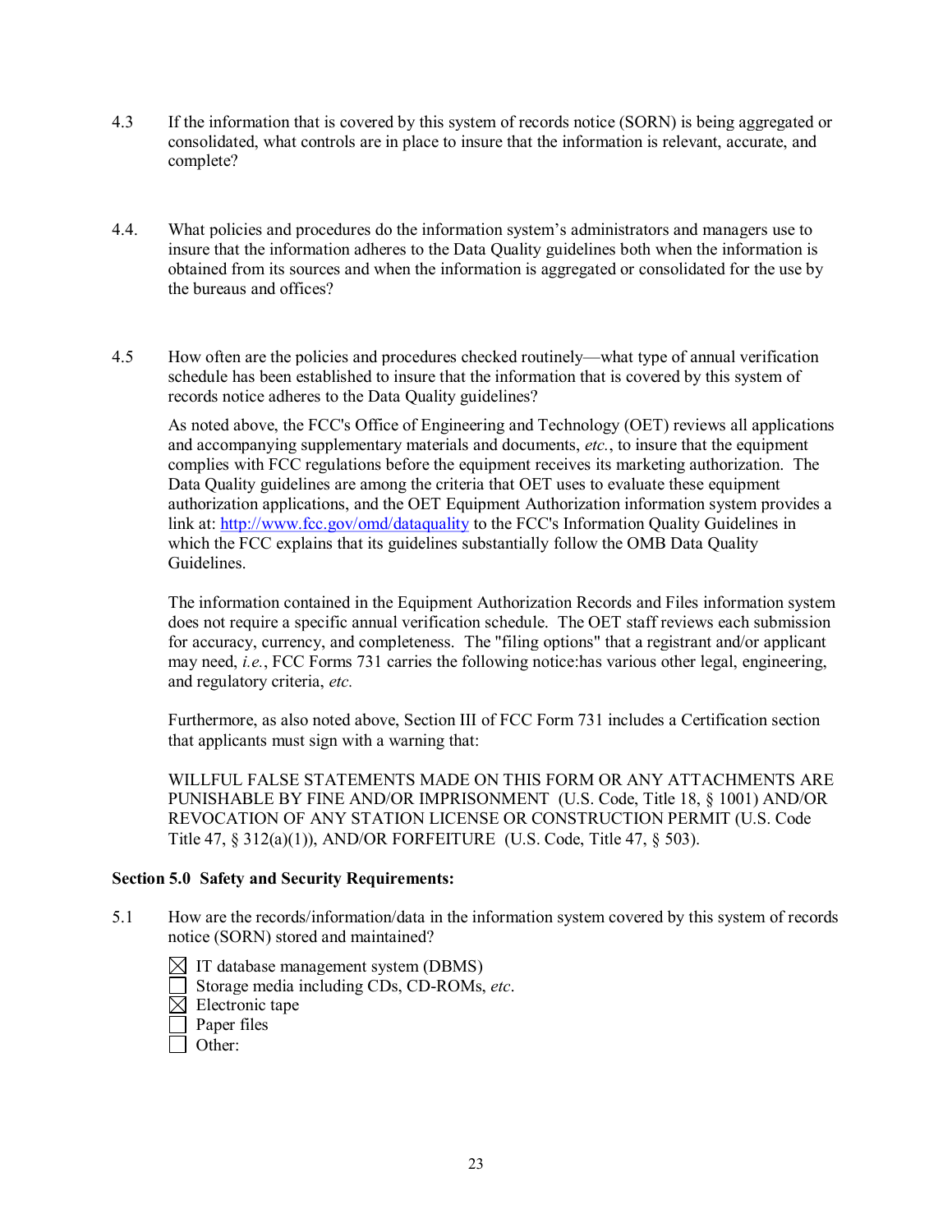4.3 If the information that is covered by this system of records notice (SORN) is being aggregated or consolidated, what controls are in place to insure that the information is relevant, accurate, and complete?

4.4. What policies and procedures do the information system's administrators and managers use to insure that the information adheres to the Data Quality guidelines both when the information is obtained from its sources and when the information is aggregated or consolidated for the use by the bureaus and offices?

4.5 How often are the policies and procedures checked routinely—what type of annual verification schedule has been established to insure that the information that is covered by this system of records notice adheres to the Data Quality guidelines?

As noted above, the FCC's Office of Engineering and Technology (OET) reviews all applications and accompanying supplementary materials and documents, *etc.*, to insure that the equipment complies with FCC regulations before the equipment receives its marketing authorization. The Data Quality guidelines are among the criteria that OET uses to evaluate these equipment authorization applications, and the OET Equipment Authorization information system provides a link at: [http://www.fcc.gov/omd/dataquality](http://www.fcc.gov/omd/dataquality) to the FCC's Information Quality Guidelines in which the FCC explains that its guidelines substantially follow the OMB Data Quality Guidelines.

The information contained in the Equipment Authorization Records and Files information system does not require a specific annual verification schedule. The OET staff reviews each submission for accuracy, currency, and completeness. The "filing options" that a registrant and/or applicant may need, *i.e.*, FCC Forms 731 carries the following notice:has various other legal, engineering, and regulatory criteria, *etc.*

Furthermore, as also noted above, Section III of FCC Form 731 includes a Certification section that applicants must sign with a warning that:

WILLFUL FALSE STATEMENTS MADE ON THIS FORM OR ANY ATTACHMENTS ARE PUNISHABLE BY FINE AND/OR IMPRISONMENT (U.S. Code, Title 18, § 1001) AND/OR REVOCATION OF ANY STATION LICENSE OR CONSTRUCTION PERMIT (U.S. Code Title 47, § 312(a)(1)), AND/OR FORFEITURE (U.S. Code, Title 47, § 503).

**Section 5.0 Safety and Security Requirements:**

5.1 How are the records/information/data in the information system covered by this system of records notice (SORN) stored and maintained?

☒ IT database management system (DBMS)
☐ Storage media including CDs, CD-ROMs, *etc*.
☒ Electronic tape
☐ Paper files
☐ Other: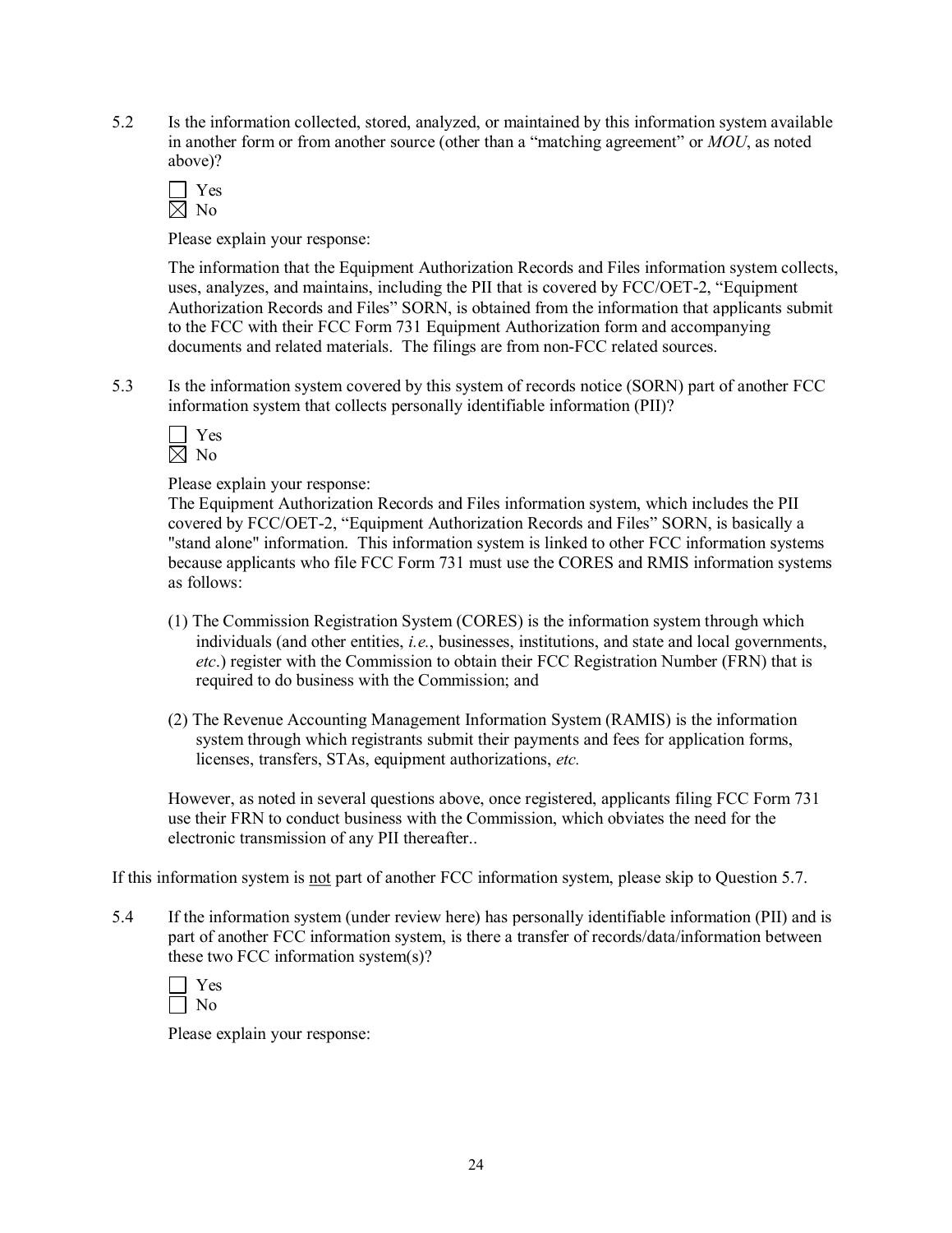5.2 Is the information collected, stored, analyzed, or maintained by this information system available in another form or from another source (other than a "matching agreement" or *MOU*, as noted above)?

☐ Yes
☒ No

Please explain your response:

The information that the Equipment Authorization Records and Files information system collects, uses, analyzes, and maintains, including the PII that is covered by FCC/OET-2, "Equipment Authorization Records and Files" SORN, is obtained from the information that applicants submit to the FCC with their FCC Form 731 Equipment Authorization form and accompanying documents and related materials. The filings are from non-FCC related sources.

5.3 Is the information system covered by this system of records notice (SORN) part of another FCC information system that collects personally identifiable information (PII)?

☐ Yes
☒ No

Please explain your response:
The Equipment Authorization Records and Files information system, which includes the PII covered by FCC/OET-2, "Equipment Authorization Records and Files" SORN, is basically a "stand alone" information. This information system is linked to other FCC information systems because applicants who file FCC Form 731 must use the CORES and RMIS information systems as follows:

(1) The Commission Registration System (CORES) is the information system through which individuals (and other entities, *i.e.*, businesses, institutions, and state and local governments, *etc*.) register with the Commission to obtain their FCC Registration Number (FRN) that is required to do business with the Commission; and

(2) The Revenue Accounting Management Information System (RAMIS) is the information system through which registrants submit their payments and fees for application forms, licenses, transfers, STAs, equipment authorizations, *etc.*

However, as noted in several questions above, once registered, applicants filing FCC Form 731 use their FRN to conduct business with the Commission, which obviates the need for the electronic transmission of any PII thereafter..

If this information system is <u>not</u> part of another FCC information system, please skip to Question 5.7.

5.4 If the information system (under review here) has personally identifiable information (PII) and is part of another FCC information system, is there a transfer of records/data/information between these two FCC information system(s)?

☐ Yes
☐ No

Please explain your response: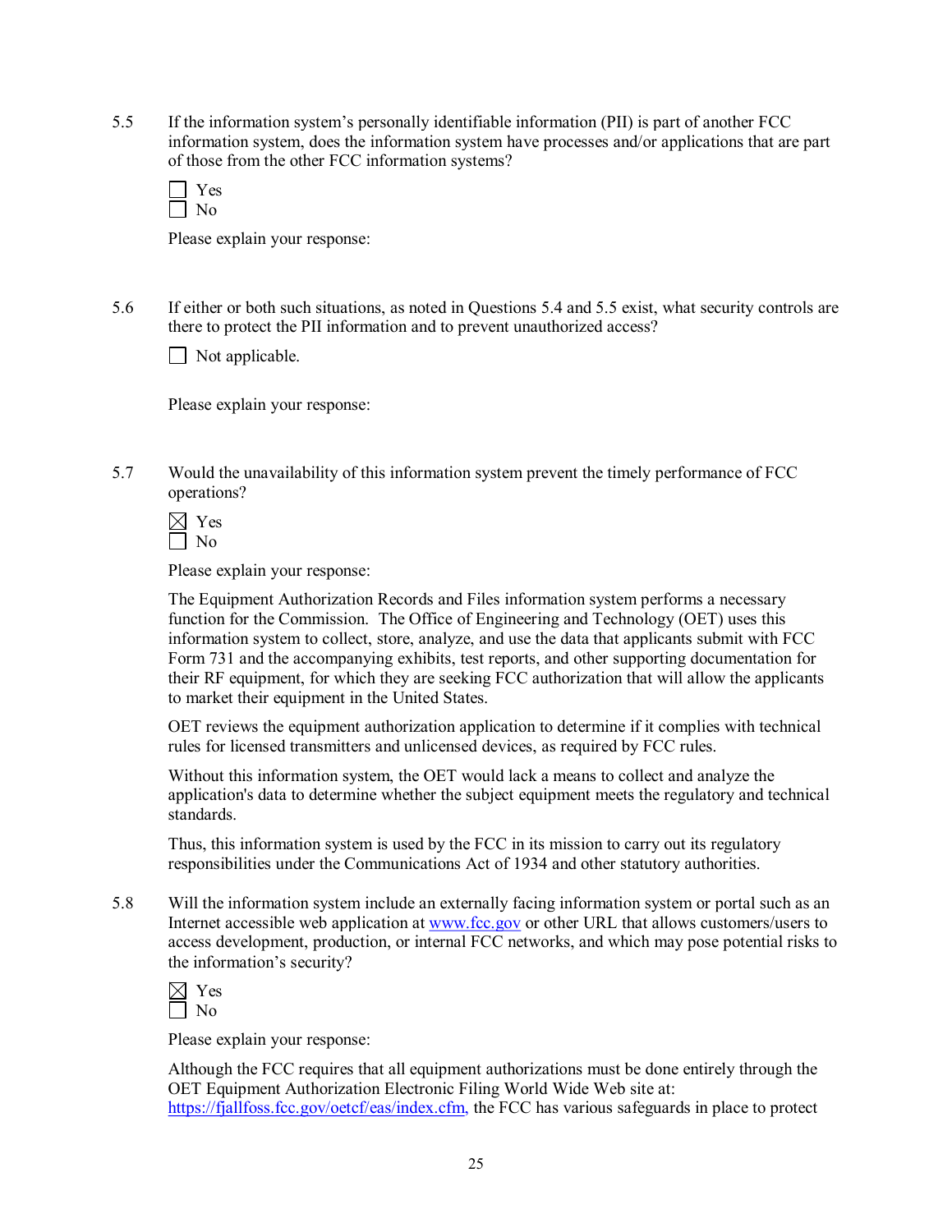5.5 If the information system's personally identifiable information (PII) is part of another FCC information system, does the information system have processes and/or applications that are part of those from the other FCC information systems?

☐ Yes
☐ No

Please explain your response:

5.6 If either or both such situations, as noted in Questions 5.4 and 5.5 exist, what security controls are there to protect the PII information and to prevent unauthorized access?

☐ Not applicable.

Please explain your response:

5.7 Would the unavailability of this information system prevent the timely performance of FCC operations?

☒ Yes
☐ No

Please explain your response:

The Equipment Authorization Records and Files information system performs a necessary function for the Commission. The Office of Engineering and Technology (OET) uses this information system to collect, store, analyze, and use the data that applicants submit with FCC Form 731 and the accompanying exhibits, test reports, and other supporting documentation for their RF equipment, for which they are seeking FCC authorization that will allow the applicants to market their equipment in the United States.

OET reviews the equipment authorization application to determine if it complies with technical rules for licensed transmitters and unlicensed devices, as required by FCC rules.

Without this information system, the OET would lack a means to collect and analyze the application's data to determine whether the subject equipment meets the regulatory and technical standards.

Thus, this information system is used by the FCC in its mission to carry out its regulatory responsibilities under the Communications Act of 1934 and other statutory authorities.

5.8 Will the information system include an externally facing information system or portal such as an Internet accessible web application at www.fcc.gov or other URL that allows customers/users to access development, production, or internal FCC networks, and which may pose potential risks to the information's security?

☒ Yes
☐ No

Please explain your response:

Although the FCC requires that all equipment authorizations must be done entirely through the OET Equipment Authorization Electronic Filing World Wide Web site at: https://fjallfoss.fcc.gov/oetcf/eas/index.cfm, the FCC has various safeguards in place to protect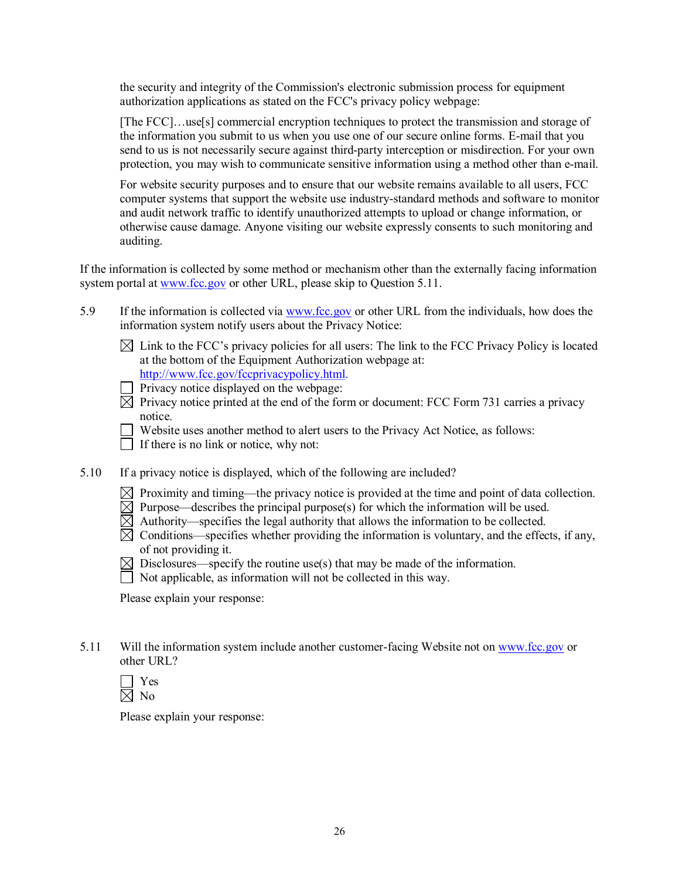the security and integrity of the Commission's electronic submission process for equipment authorization applications as stated on the FCC's privacy policy webpage:

> [The FCC]…use[s] commercial encryption techniques to protect the transmission and storage of the information you submit to us when you use one of our secure online forms. E-mail that you send to us is not necessarily secure against third-party interception or misdirection. For your own protection, you may wish to communicate sensitive information using a method other than e-mail.
>
> For website security purposes and to ensure that our website remains available to all users, FCC computer systems that support the website use industry-standard methods and software to monitor and audit network traffic to identify unauthorized attempts to upload or change information, or otherwise cause damage. Anyone visiting our website expressly consents to such monitoring and auditing.

If the information is collected by some method or mechanism other than the externally facing information system portal at www.fcc.gov or other URL, please skip to Question 5.11.

5.9 If the information is collected via www.fcc.gov or other URL from the individuals, how does the information system notify users about the Privacy Notice:

- ☒ Link to the FCC's privacy policies for all users: The link to the FCC Privacy Policy is located at the bottom of the Equipment Authorization webpage at: http://www.fcc.gov/fccprivacypolicy.html.
- ☐ Privacy notice displayed on the webpage:
- ☒ Privacy notice printed at the end of the form or document: FCC Form 731 carries a privacy notice.
- ☐ Website uses another method to alert users to the Privacy Act Notice, as follows:
- ☐ If there is no link or notice, why not:

5.10 If a privacy notice is displayed, which of the following are included?

- ☒ Proximity and timing—the privacy notice is provided at the time and point of data collection.
- ☒ Purpose—describes the principal purpose(s) for which the information will be used.
- ☒ Authority—specifies the legal authority that allows the information to be collected.
- ☒ Conditions—specifies whether providing the information is voluntary, and the effects, if any, of not providing it.
- ☒ Disclosures—specify the routine use(s) that may be made of the information.
- ☐ Not applicable, as information will not be collected in this way.

Please explain your response:

5.11 Will the information system include another customer-facing Website not on www.fcc.gov or other URL?

- ☐ Yes
- ☒ No

Please explain your response: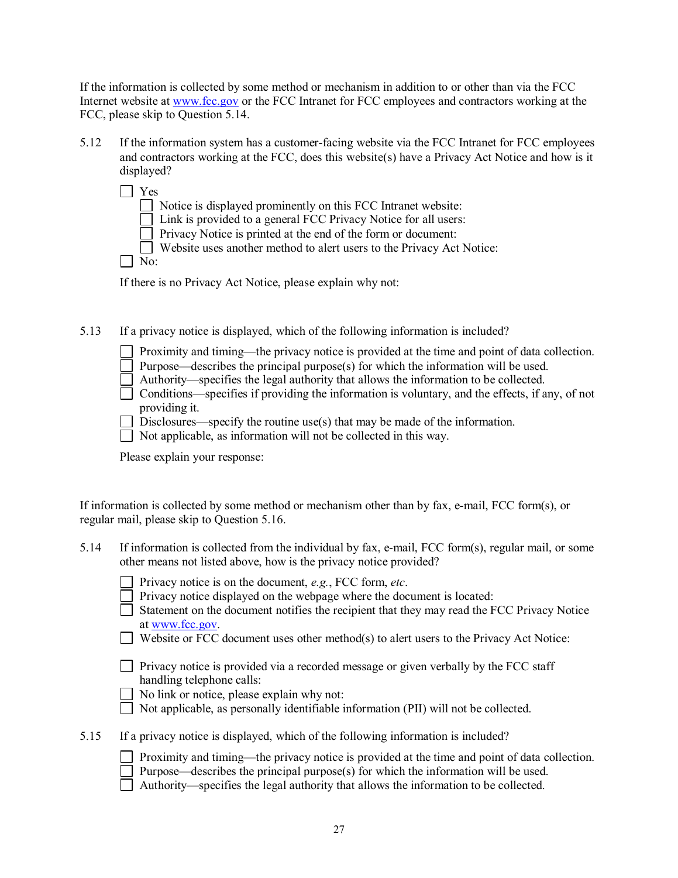If the information is collected by some method or mechanism in addition to or other than via the FCC Internet website at www.fcc.gov or the FCC Intranet for FCC employees and contractors working at the FCC, please skip to Question 5.14.

5.12 If the information system has a customer-facing website via the FCC Intranet for FCC employees and contractors working at the FCC, does this website(s) have a Privacy Act Notice and how is it displayed?

- ☐ Yes
  - ☐ Notice is displayed prominently on this FCC Intranet website:
  - ☐ Link is provided to a general FCC Privacy Notice for all users:
  - ☐ Privacy Notice is printed at the end of the form or document:
  - ☐ Website uses another method to alert users to the Privacy Act Notice:
- ☐ No:

If there is no Privacy Act Notice, please explain why not:

5.13 If a privacy notice is displayed, which of the following information is included?

- ☐ Proximity and timing—the privacy notice is provided at the time and point of data collection.
- ☐ Purpose—describes the principal purpose(s) for which the information will be used.
- ☐ Authority—specifies the legal authority that allows the information to be collected.
- ☐ Conditions—specifies if providing the information is voluntary, and the effects, if any, of not providing it.
- ☐ Disclosures—specify the routine use(s) that may be made of the information.
- ☐ Not applicable, as information will not be collected in this way.

Please explain your response:

If information is collected by some method or mechanism other than by fax, e-mail, FCC form(s), or regular mail, please skip to Question 5.16.

5.14 If information is collected from the individual by fax, e-mail, FCC form(s), regular mail, or some other means not listed above, how is the privacy notice provided?

- ☐ Privacy notice is on the document, *e.g.*, FCC form, *etc*.
- ☐ Privacy notice displayed on the webpage where the document is located:
- ☐ Statement on the document notifies the recipient that they may read the FCC Privacy Notice at www.fcc.gov.
- ☐ Website or FCC document uses other method(s) to alert users to the Privacy Act Notice:

- ☐ Privacy notice is provided via a recorded message or given verbally by the FCC staff handling telephone calls:
- ☐ No link or notice, please explain why not:
- ☐ Not applicable, as personally identifiable information (PII) will not be collected.

5.15 If a privacy notice is displayed, which of the following information is included?

- ☐ Proximity and timing—the privacy notice is provided at the time and point of data collection.
- ☐ Purpose—describes the principal purpose(s) for which the information will be used.
- ☐ Authority—specifies the legal authority that allows the information to be collected.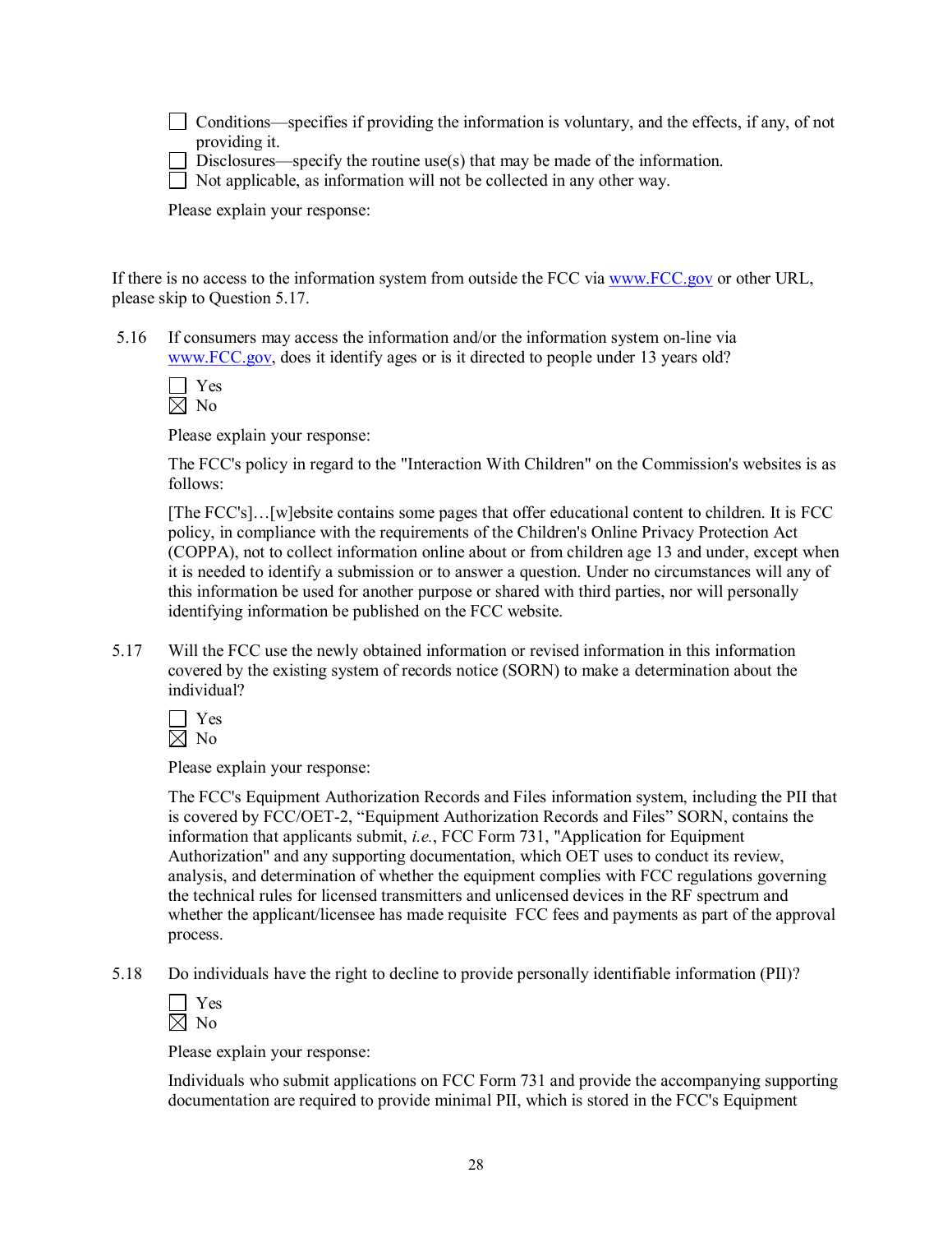☐ Conditions—specifies if providing the information is voluntary, and the effects, if any, of not providing it.

☐ Disclosures—specify the routine use(s) that may be made of the information.

☐ Not applicable, as information will not be collected in any other way.

Please explain your response:

If there is no access to the information system from outside the FCC via www.FCC.gov or other URL, please skip to Question 5.17.

5.16 If consumers may access the information and/or the information system on-line via www.FCC.gov, does it identify ages or is it directed to people under 13 years old?

☐ Yes
☒ No

Please explain your response:

The FCC's policy in regard to the "Interaction With Children" on the Commission's websites is as follows:

[The FCC's]…[w]ebsite contains some pages that offer educational content to children. It is FCC policy, in compliance with the requirements of the Children's Online Privacy Protection Act (COPPA), not to collect information online about or from children age 13 and under, except when it is needed to identify a submission or to answer a question. Under no circumstances will any of this information be used for another purpose or shared with third parties, nor will personally identifying information be published on the FCC website.

5.17 Will the FCC use the newly obtained information or revised information in this information covered by the existing system of records notice (SORN) to make a determination about the individual?

☐ Yes
☒ No

Please explain your response:

The FCC's Equipment Authorization Records and Files information system, including the PII that is covered by FCC/OET-2, "Equipment Authorization Records and Files" SORN, contains the information that applicants submit, *i.e.*, FCC Form 731, "Application for Equipment Authorization" and any supporting documentation, which OET uses to conduct its review, analysis, and determination of whether the equipment complies with FCC regulations governing the technical rules for licensed transmitters and unlicensed devices in the RF spectrum and whether the applicant/licensee has made requisite FCC fees and payments as part of the approval process.

5.18 Do individuals have the right to decline to provide personally identifiable information (PII)?

☐ Yes
☒ No

Please explain your response:

Individuals who submit applications on FCC Form 731 and provide the accompanying supporting documentation are required to provide minimal PII, which is stored in the FCC's Equipment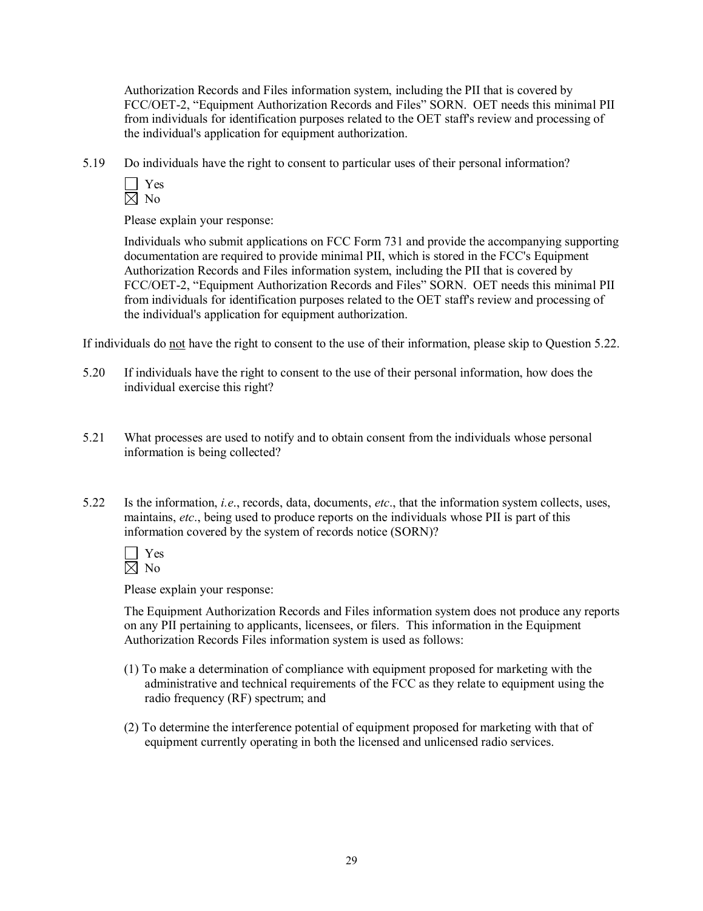Authorization Records and Files information system, including the PII that is covered by FCC/OET-2, "Equipment Authorization Records and Files" SORN. OET needs this minimal PII from individuals for identification purposes related to the OET staff's review and processing of the individual's application for equipment authorization.

5.19 Do individuals have the right to consent to particular uses of their personal information?

☐ Yes
☒ No

Please explain your response:

Individuals who submit applications on FCC Form 731 and provide the accompanying supporting documentation are required to provide minimal PII, which is stored in the FCC's Equipment Authorization Records and Files information system, including the PII that is covered by FCC/OET-2, "Equipment Authorization Records and Files" SORN. OET needs this minimal PII from individuals for identification purposes related to the OET staff's review and processing of the individual's application for equipment authorization.

If individuals do <u>not</u> have the right to consent to the use of their information, please skip to Question 5.22.

5.20 If individuals have the right to consent to the use of their personal information, how does the individual exercise this right?

5.21 What processes are used to notify and to obtain consent from the individuals whose personal information is being collected?

5.22 Is the information, *i.e*., records, data, documents, *etc*., that the information system collects, uses, maintains, *etc*., being used to produce reports on the individuals whose PII is part of this information covered by the system of records notice (SORN)?

☐ Yes
☒ No

Please explain your response:

The Equipment Authorization Records and Files information system does not produce any reports on any PII pertaining to applicants, licensees, or filers. This information in the Equipment Authorization Records Files information system is used as follows:

(1) To make a determination of compliance with equipment proposed for marketing with the administrative and technical requirements of the FCC as they relate to equipment using the radio frequency (RF) spectrum; and

(2) To determine the interference potential of equipment proposed for marketing with that of equipment currently operating in both the licensed and unlicensed radio services.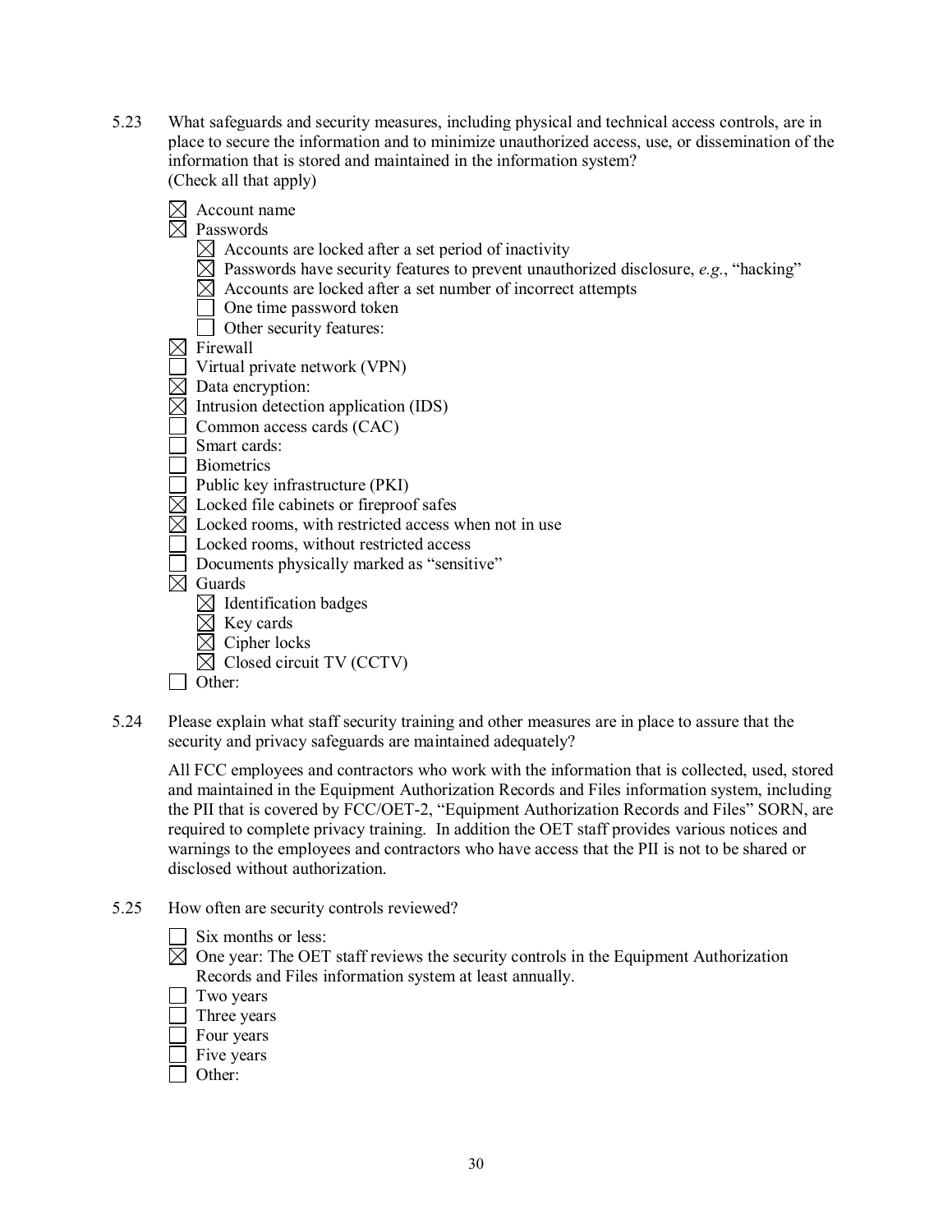5.23 What safeguards and security measures, including physical and technical access controls, are in place to secure the information and to minimize unauthorized access, use, or dissemination of the information that is stored and maintained in the information system? (Check all that apply)

- ☒ Account name
- ☒ Passwords
  - ☒ Accounts are locked after a set period of inactivity
  - ☒ Passwords have security features to prevent unauthorized disclosure, *e.g.*, "hacking"
  - ☒ Accounts are locked after a set number of incorrect attempts
  - ☐ One time password token
  - ☐ Other security features:
- ☒ Firewall
- ☐ Virtual private network (VPN)
- ☒ Data encryption:
- ☒ Intrusion detection application (IDS)
- ☐ Common access cards (CAC)
- ☐ Smart cards:
- ☐ Biometrics
- ☐ Public key infrastructure (PKI)
- ☒ Locked file cabinets or fireproof safes
- ☒ Locked rooms, with restricted access when not in use
- ☐ Locked rooms, without restricted access
- ☐ Documents physically marked as "sensitive"
- ☒ Guards
  - ☒ Identification badges
  - ☒ Key cards
  - ☒ Cipher locks
  - ☒ Closed circuit TV (CCTV)
- ☐ Other:

5.24 Please explain what staff security training and other measures are in place to assure that the security and privacy safeguards are maintained adequately?

All FCC employees and contractors who work with the information that is collected, used, stored and maintained in the Equipment Authorization Records and Files information system, including the PII that is covered by FCC/OET-2, "Equipment Authorization Records and Files" SORN, are required to complete privacy training. In addition the OET staff provides various notices and warnings to the employees and contractors who have access that the PII is not to be shared or disclosed without authorization.

5.25 How often are security controls reviewed?

- ☐ Six months or less:
- ☒ One year: The OET staff reviews the security controls in the Equipment Authorization Records and Files information system at least annually.
- ☐ Two years
- ☐ Three years
- ☐ Four years
- ☐ Five years
- ☐ Other: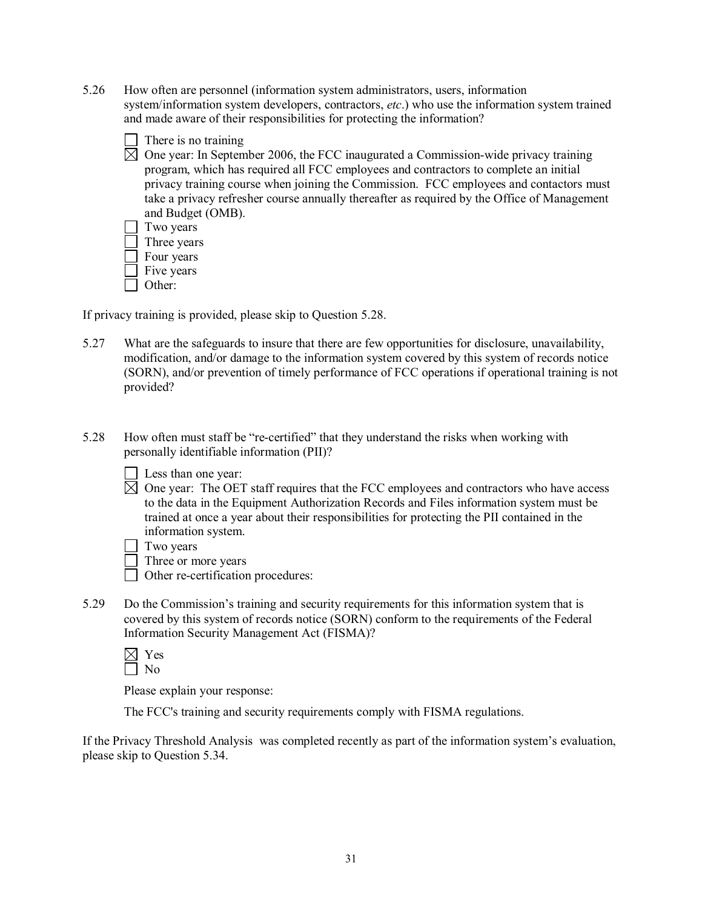5.26 How often are personnel (information system administrators, users, information system/information system developers, contractors, *etc*.) who use the information system trained and made aware of their responsibilities for protecting the information?

- ☐ There is no training
- ☒ One year: In September 2006, the FCC inaugurated a Commission-wide privacy training program, which has required all FCC employees and contractors to complete an initial privacy training course when joining the Commission. FCC employees and contactors must take a privacy refresher course annually thereafter as required by the Office of Management and Budget (OMB).
- ☐ Two years
- ☐ Three years
- ☐ Four years
- ☐ Five years
- ☐ Other:

If privacy training is provided, please skip to Question 5.28.

5.27 What are the safeguards to insure that there are few opportunities for disclosure, unavailability, modification, and/or damage to the information system covered by this system of records notice (SORN), and/or prevention of timely performance of FCC operations if operational training is not provided?

5.28 How often must staff be "re-certified" that they understand the risks when working with personally identifiable information (PII)?

- ☐ Less than one year:
- ☒ One year: The OET staff requires that the FCC employees and contractors who have access to the data in the Equipment Authorization Records and Files information system must be trained at once a year about their responsibilities for protecting the PII contained in the information system.
- ☐ Two years
- ☐ Three or more years
- ☐ Other re-certification procedures:

5.29 Do the Commission's training and security requirements for this information system that is covered by this system of records notice (SORN) conform to the requirements of the Federal Information Security Management Act (FISMA)?

- ☒ Yes
- ☐ No

Please explain your response:

The FCC's training and security requirements comply with FISMA regulations.

If the Privacy Threshold Analysis was completed recently as part of the information system's evaluation, please skip to Question 5.34.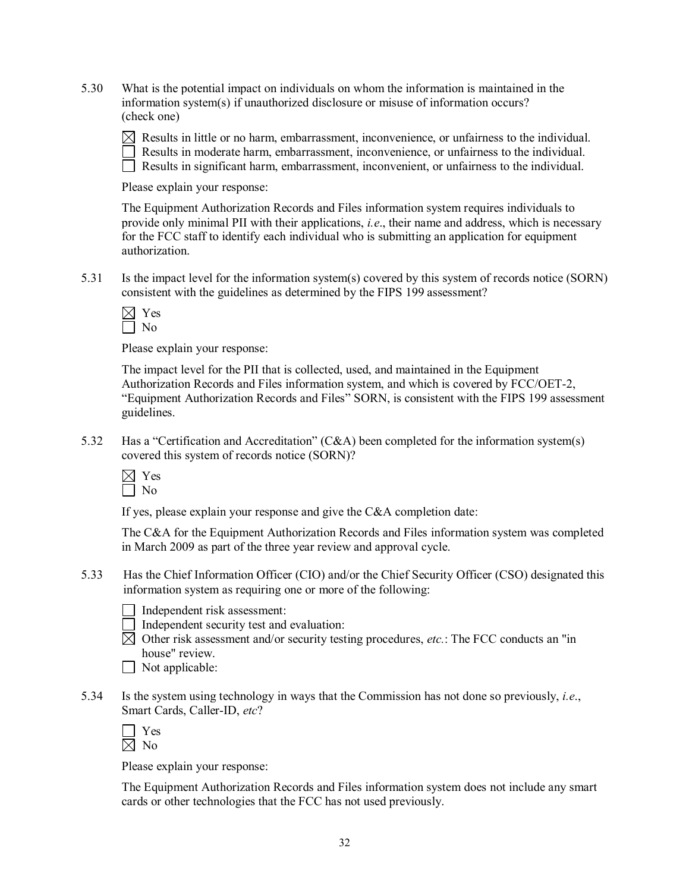5.30 What is the potential impact on individuals on whom the information is maintained in the information system(s) if unauthorized disclosure or misuse of information occurs? (check one)

☒ Results in little or no harm, embarrassment, inconvenience, or unfairness to the individual.
☐ Results in moderate harm, embarrassment, inconvenience, or unfairness to the individual.
☐ Results in significant harm, embarrassment, inconvenient, or unfairness to the individual.

Please explain your response:

The Equipment Authorization Records and Files information system requires individuals to provide only minimal PII with their applications, *i.e*., their name and address, which is necessary for the FCC staff to identify each individual who is submitting an application for equipment authorization.

5.31 Is the impact level for the information system(s) covered by this system of records notice (SORN) consistent with the guidelines as determined by the FIPS 199 assessment?

☒ Yes
☐ No

Please explain your response:

The impact level for the PII that is collected, used, and maintained in the Equipment Authorization Records and Files information system, and which is covered by FCC/OET-2, "Equipment Authorization Records and Files" SORN, is consistent with the FIPS 199 assessment guidelines.

5.32 Has a "Certification and Accreditation" (C&A) been completed for the information system(s) covered this system of records notice (SORN)?

☒ Yes
☐ No

If yes, please explain your response and give the C&A completion date:

The C&A for the Equipment Authorization Records and Files information system was completed in March 2009 as part of the three year review and approval cycle.

5.33 Has the Chief Information Officer (CIO) and/or the Chief Security Officer (CSO) designated this information system as requiring one or more of the following:

☐ Independent risk assessment:
☐ Independent security test and evaluation:
☒ Other risk assessment and/or security testing procedures, *etc.*: The FCC conducts an "in house" review.
☐ Not applicable:

5.34 Is the system using technology in ways that the Commission has not done so previously, *i.e*., Smart Cards, Caller-ID, *etc*?

☐ Yes
☒ No

Please explain your response:

The Equipment Authorization Records and Files information system does not include any smart cards or other technologies that the FCC has not used previously.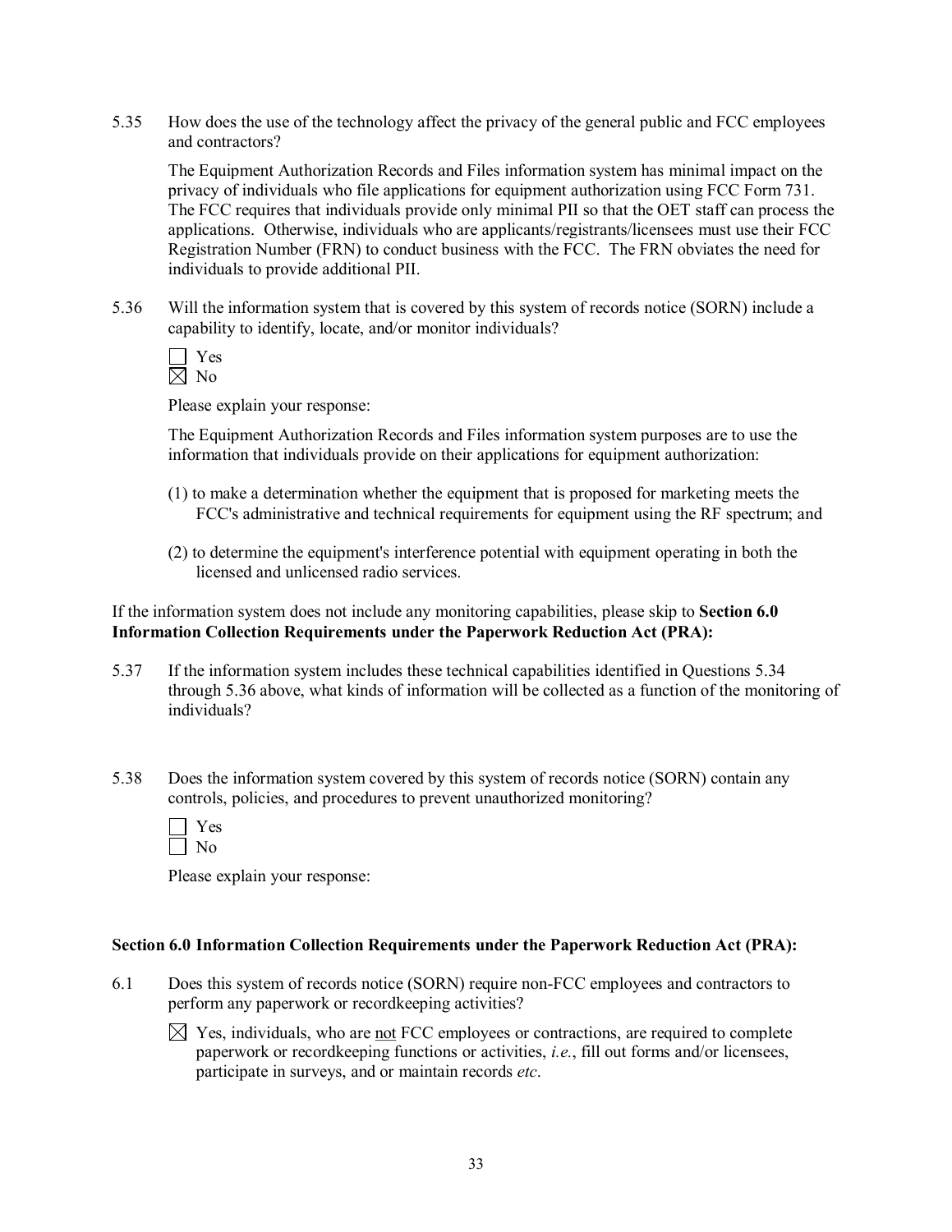5.35 How does the use of the technology affect the privacy of the general public and FCC employees and contractors?

The Equipment Authorization Records and Files information system has minimal impact on the privacy of individuals who file applications for equipment authorization using FCC Form 731. The FCC requires that individuals provide only minimal PII so that the OET staff can process the applications. Otherwise, individuals who are applicants/registrants/licensees must use their FCC Registration Number (FRN) to conduct business with the FCC. The FRN obviates the need for individuals to provide additional PII.

5.36 Will the information system that is covered by this system of records notice (SORN) include a capability to identify, locate, and/or monitor individuals?

☐ Yes
☒ No

Please explain your response:

The Equipment Authorization Records and Files information system purposes are to use the information that individuals provide on their applications for equipment authorization:

(1) to make a determination whether the equipment that is proposed for marketing meets the FCC's administrative and technical requirements for equipment using the RF spectrum; and

(2) to determine the equipment's interference potential with equipment operating in both the licensed and unlicensed radio services.

If the information system does not include any monitoring capabilities, please skip to **Section 6.0 Information Collection Requirements under the Paperwork Reduction Act (PRA):**

5.37 If the information system includes these technical capabilities identified in Questions 5.34 through 5.36 above, what kinds of information will be collected as a function of the monitoring of individuals?

5.38 Does the information system covered by this system of records notice (SORN) contain any controls, policies, and procedures to prevent unauthorized monitoring?

☐ Yes
☐ No

Please explain your response:

**Section 6.0 Information Collection Requirements under the Paperwork Reduction Act (PRA):**

6.1 Does this system of records notice (SORN) require non-FCC employees and contractors to perform any paperwork or recordkeeping activities?

☒ Yes, individuals, who are not FCC employees or contractions, are required to complete paperwork or recordkeeping functions or activities, *i.e.*, fill out forms and/or licensees, participate in surveys, and or maintain records *etc*.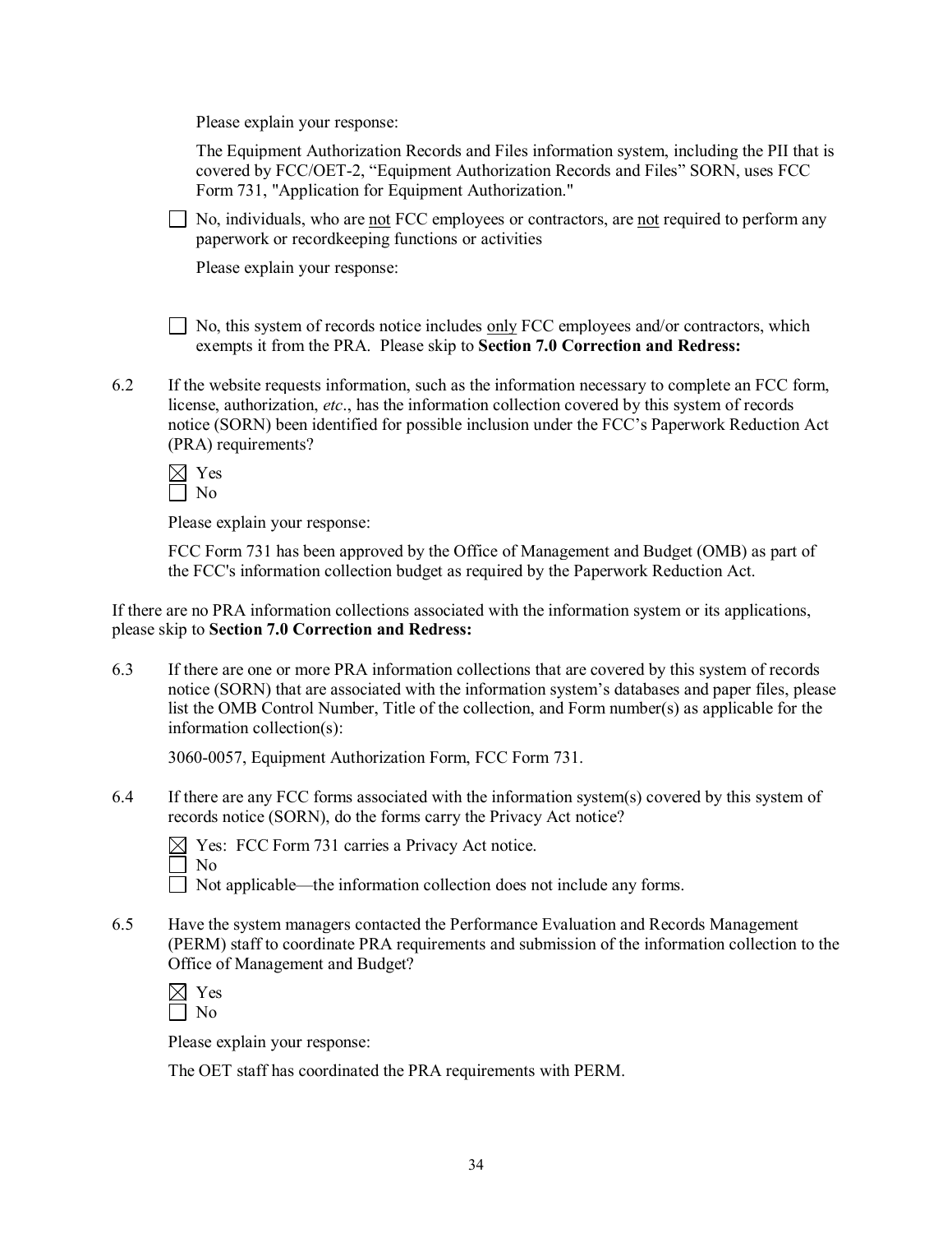Please explain your response:

The Equipment Authorization Records and Files information system, including the PII that is covered by FCC/OET-2, "Equipment Authorization Records and Files" SORN, uses FCC Form 731, "Application for Equipment Authorization."

☐ No, individuals, who are not FCC employees or contractors, are not required to perform any paperwork or recordkeeping functions or activities

Please explain your response:

☐ No, this system of records notice includes only FCC employees and/or contractors, which exempts it from the PRA. Please skip to **Section 7.0 Correction and Redress:**

6.2 If the website requests information, such as the information necessary to complete an FCC form, license, authorization, *etc*., has the information collection covered by this system of records notice (SORN) been identified for possible inclusion under the FCC's Paperwork Reduction Act (PRA) requirements?

☒ Yes
☐ No

Please explain your response:

FCC Form 731 has been approved by the Office of Management and Budget (OMB) as part of the FCC's information collection budget as required by the Paperwork Reduction Act.

If there are no PRA information collections associated with the information system or its applications, please skip to **Section 7.0 Correction and Redress:**

6.3 If there are one or more PRA information collections that are covered by this system of records notice (SORN) that are associated with the information system's databases and paper files, please list the OMB Control Number, Title of the collection, and Form number(s) as applicable for the information collection(s):

3060-0057, Equipment Authorization Form, FCC Form 731.

6.4 If there are any FCC forms associated with the information system(s) covered by this system of records notice (SORN), do the forms carry the Privacy Act notice?

☒ Yes: FCC Form 731 carries a Privacy Act notice.
☐ No
☐ Not applicable—the information collection does not include any forms.

6.5 Have the system managers contacted the Performance Evaluation and Records Management (PERM) staff to coordinate PRA requirements and submission of the information collection to the Office of Management and Budget?

☒ Yes
☐ No

Please explain your response:

The OET staff has coordinated the PRA requirements with PERM.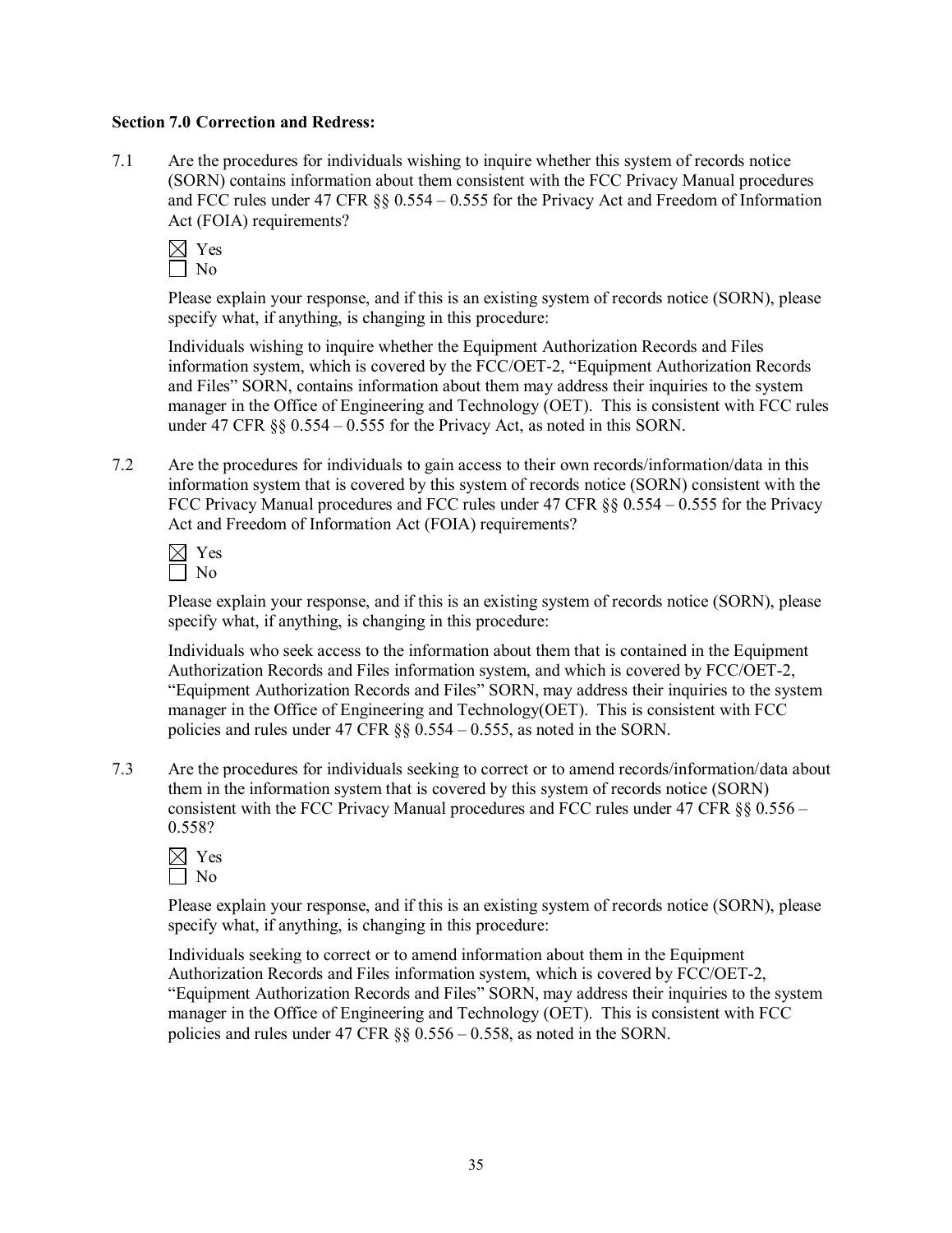**Section 7.0 Correction and Redress:**

7.1 Are the procedures for individuals wishing to inquire whether this system of records notice (SORN) contains information about them consistent with the FCC Privacy Manual procedures and FCC rules under 47 CFR §§ 0.554 – 0.555 for the Privacy Act and Freedom of Information Act (FOIA) requirements?

☒ Yes
☐ No

Please explain your response, and if this is an existing system of records notice (SORN), please specify what, if anything, is changing in this procedure:

Individuals wishing to inquire whether the Equipment Authorization Records and Files information system, which is covered by the FCC/OET-2, "Equipment Authorization Records and Files" SORN, contains information about them may address their inquiries to the system manager in the Office of Engineering and Technology (OET). This is consistent with FCC rules under 47 CFR §§ 0.554 – 0.555 for the Privacy Act, as noted in this SORN.

7.2 Are the procedures for individuals to gain access to their own records/information/data in this information system that is covered by this system of records notice (SORN) consistent with the FCC Privacy Manual procedures and FCC rules under 47 CFR §§ 0.554 – 0.555 for the Privacy Act and Freedom of Information Act (FOIA) requirements?

☒ Yes
☐ No

Please explain your response, and if this is an existing system of records notice (SORN), please specify what, if anything, is changing in this procedure:

Individuals who seek access to the information about them that is contained in the Equipment Authorization Records and Files information system, and which is covered by FCC/OET-2, "Equipment Authorization Records and Files" SORN, may address their inquiries to the system manager in the Office of Engineering and Technology(OET). This is consistent with FCC policies and rules under 47 CFR §§ 0.554 – 0.555, as noted in the SORN.

7.3 Are the procedures for individuals seeking to correct or to amend records/information/data about them in the information system that is covered by this system of records notice (SORN) consistent with the FCC Privacy Manual procedures and FCC rules under 47 CFR §§ 0.556 – 0.558?

☒ Yes
☐ No

Please explain your response, and if this is an existing system of records notice (SORN), please specify what, if anything, is changing in this procedure:

Individuals seeking to correct or to amend information about them in the Equipment Authorization Records and Files information system, which is covered by FCC/OET-2, "Equipment Authorization Records and Files" SORN, may address their inquiries to the system manager in the Office of Engineering and Technology (OET). This is consistent with FCC policies and rules under 47 CFR §§ 0.556 – 0.558, as noted in the SORN.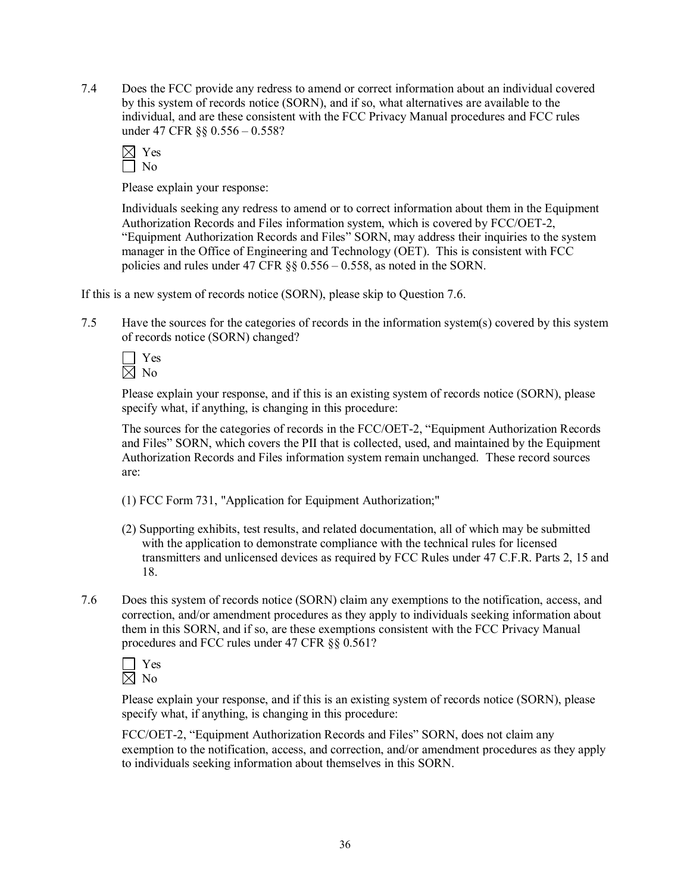7.4 Does the FCC provide any redress to amend or correct information about an individual covered by this system of records notice (SORN), and if so, what alternatives are available to the individual, and are these consistent with the FCC Privacy Manual procedures and FCC rules under 47 CFR §§ 0.556 – 0.558?

☒ Yes
☐ No

Please explain your response:

Individuals seeking any redress to amend or to correct information about them in the Equipment Authorization Records and Files information system, which is covered by FCC/OET-2, "Equipment Authorization Records and Files" SORN, may address their inquiries to the system manager in the Office of Engineering and Technology (OET). This is consistent with FCC policies and rules under 47 CFR §§ 0.556 – 0.558, as noted in the SORN.

If this is a new system of records notice (SORN), please skip to Question 7.6.

7.5 Have the sources for the categories of records in the information system(s) covered by this system of records notice (SORN) changed?

☐ Yes
☒ No

Please explain your response, and if this is an existing system of records notice (SORN), please specify what, if anything, is changing in this procedure:

The sources for the categories of records in the FCC/OET-2, "Equipment Authorization Records and Files" SORN, which covers the PII that is collected, used, and maintained by the Equipment Authorization Records and Files information system remain unchanged. These record sources are:

(1) FCC Form 731, "Application for Equipment Authorization;"

(2) Supporting exhibits, test results, and related documentation, all of which may be submitted with the application to demonstrate compliance with the technical rules for licensed transmitters and unlicensed devices as required by FCC Rules under 47 C.F.R. Parts 2, 15 and 18.

7.6 Does this system of records notice (SORN) claim any exemptions to the notification, access, and correction, and/or amendment procedures as they apply to individuals seeking information about them in this SORN, and if so, are these exemptions consistent with the FCC Privacy Manual procedures and FCC rules under 47 CFR §§ 0.561?

☐ Yes
☒ No

Please explain your response, and if this is an existing system of records notice (SORN), please specify what, if anything, is changing in this procedure:

FCC/OET-2, "Equipment Authorization Records and Files" SORN, does not claim any exemption to the notification, access, and correction, and/or amendment procedures as they apply to individuals seeking information about themselves in this SORN.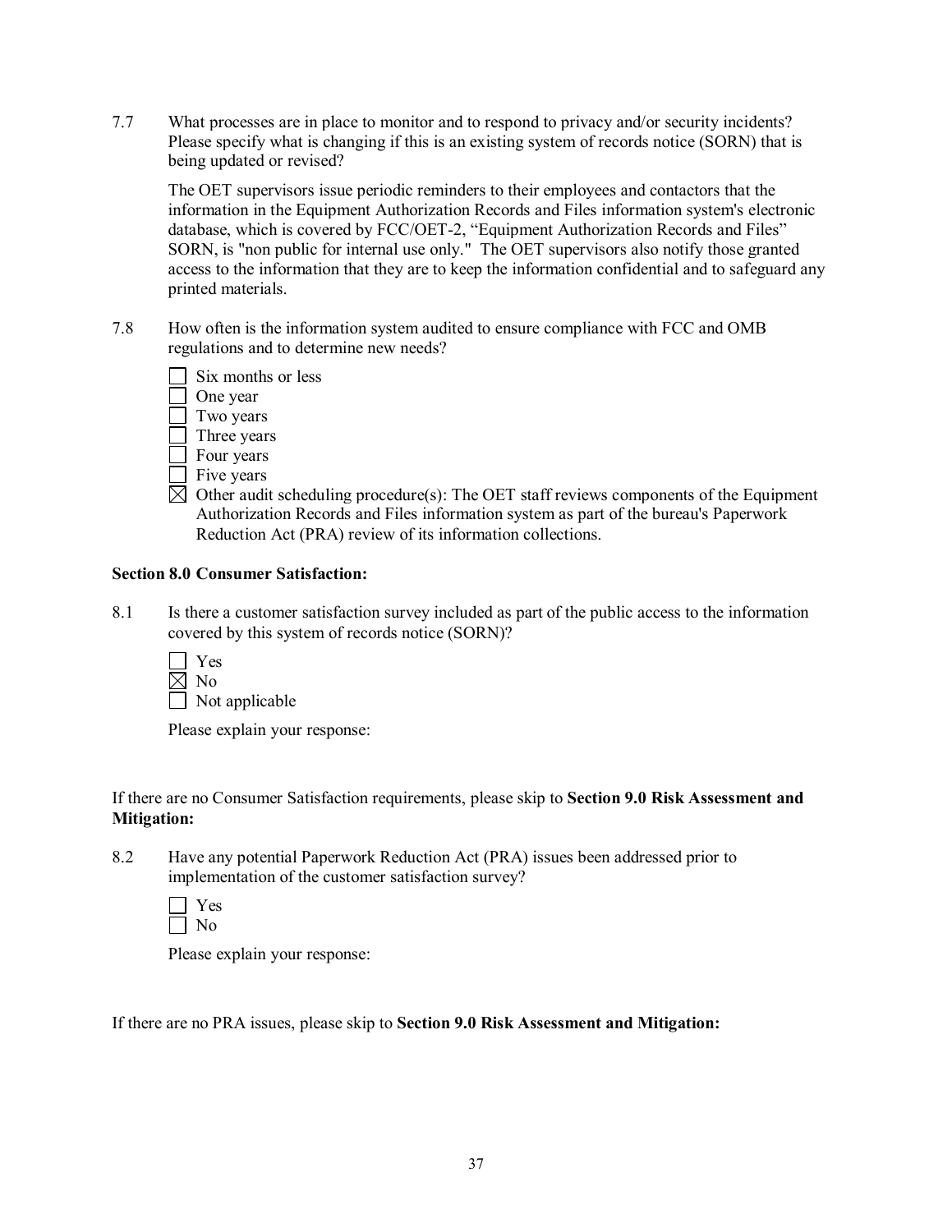7.7 What processes are in place to monitor and to respond to privacy and/or security incidents? Please specify what is changing if this is an existing system of records notice (SORN) that is being updated or revised?

The OET supervisors issue periodic reminders to their employees and contactors that the information in the Equipment Authorization Records and Files information system's electronic database, which is covered by FCC/OET-2, "Equipment Authorization Records and Files" SORN, is "non public for internal use only." The OET supervisors also notify those granted access to the information that they are to keep the information confidential and to safeguard any printed materials.

7.8 How often is the information system audited to ensure compliance with FCC and OMB regulations and to determine new needs?

- ☐ Six months or less
- ☐ One year
- ☐ Two years
- ☐ Three years
- ☐ Four years
- ☐ Five years
- ☒ Other audit scheduling procedure(s): The OET staff reviews components of the Equipment Authorization Records and Files information system as part of the bureau's Paperwork Reduction Act (PRA) review of its information collections.

**Section 8.0 Consumer Satisfaction:**

8.1 Is there a customer satisfaction survey included as part of the public access to the information covered by this system of records notice (SORN)?

- ☐ Yes
- ☒ No
- ☐ Not applicable

Please explain your response:

If there are no Consumer Satisfaction requirements, please skip to **Section 9.0 Risk Assessment and Mitigation:**

8.2 Have any potential Paperwork Reduction Act (PRA) issues been addressed prior to implementation of the customer satisfaction survey?

- ☐ Yes
- ☐ No

Please explain your response:

If there are no PRA issues, please skip to **Section 9.0 Risk Assessment and Mitigation:**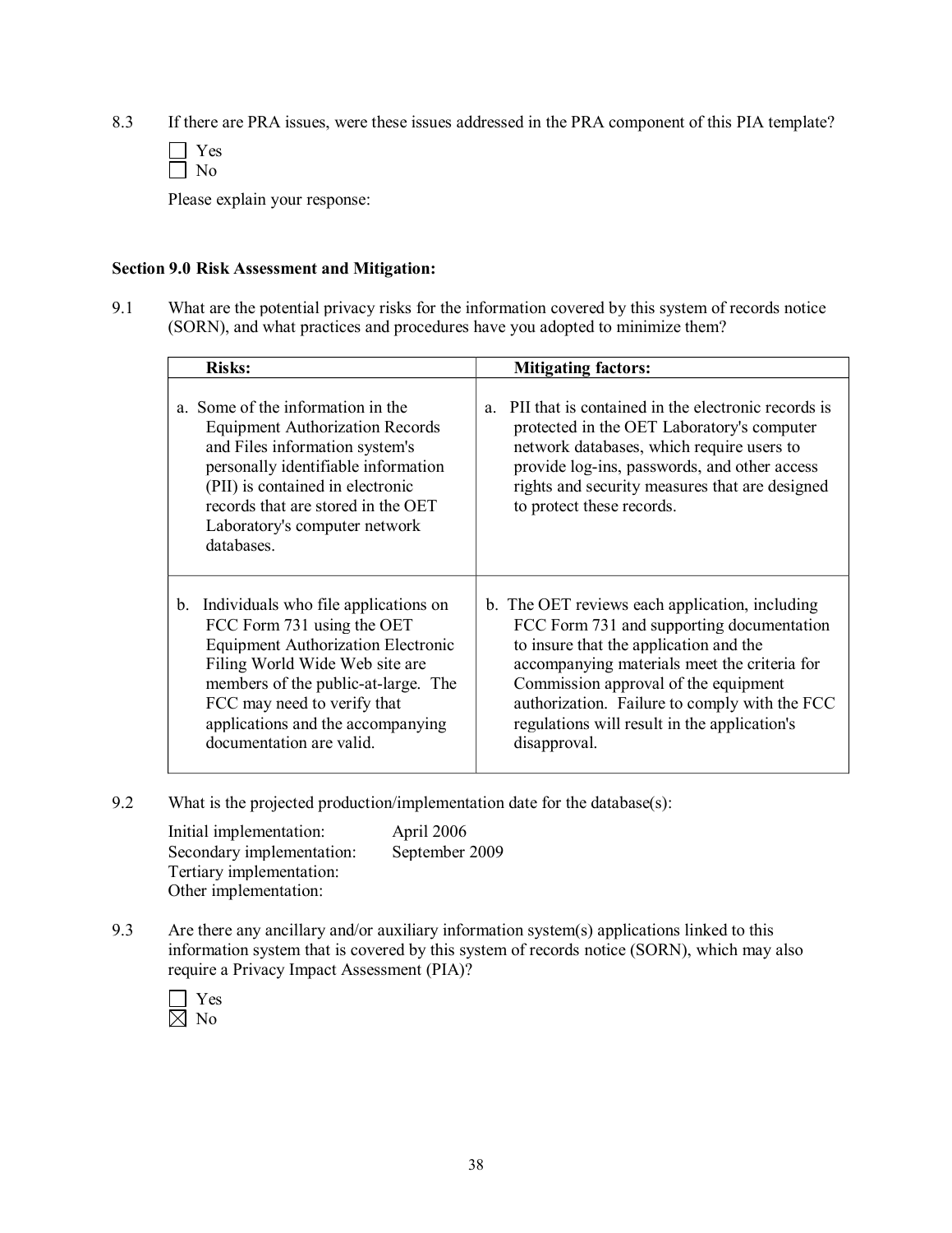8.3 If there are PRA issues, were these issues addressed in the PRA component of this PIA template?

☐ Yes
☐ No

Please explain your response:

**Section 9.0 Risk Assessment and Mitigation:**

9.1 What are the potential privacy risks for the information covered by this system of records notice (SORN), and what practices and procedures have you adopted to minimize them?

| Risks: | Mitigating factors: |
|---|---|
| a. Some of the information in the Equipment Authorization Records and Files information system's personally identifiable information (PII) is contained in electronic records that are stored in the OET Laboratory's computer network databases. | a. PII that is contained in the electronic records is protected in the OET Laboratory's computer network databases, which require users to provide log-ins, passwords, and other access rights and security measures that are designed to protect these records. |
| b. Individuals who file applications on FCC Form 731 using the OET Equipment Authorization Electronic Filing World Wide Web site are members of the public-at-large. The FCC may need to verify that applications and the accompanying documentation are valid. | b. The OET reviews each application, including FCC Form 731 and supporting documentation to insure that the application and the accompanying materials meet the criteria for Commission approval of the equipment authorization. Failure to comply with the FCC regulations will result in the application's disapproval. |

9.2 What is the projected production/implementation date for the database(s):

Initial implementation: April 2006
Secondary implementation: September 2009
Tertiary implementation:
Other implementation:

9.3 Are there any ancillary and/or auxiliary information system(s) applications linked to this information system that is covered by this system of records notice (SORN), which may also require a Privacy Impact Assessment (PIA)?

☐ Yes
☒ No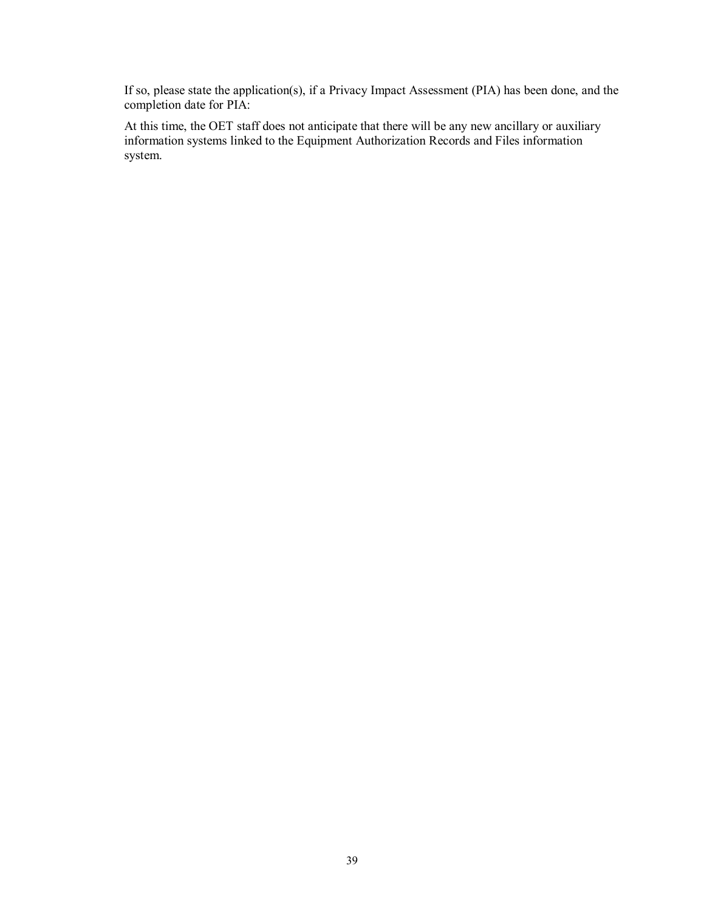If so, please state the application(s), if a Privacy Impact Assessment (PIA) has been done, and the completion date for PIA:

At this time, the OET staff does not anticipate that there will be any new ancillary or auxiliary information systems linked to the Equipment Authorization Records and Files information system.